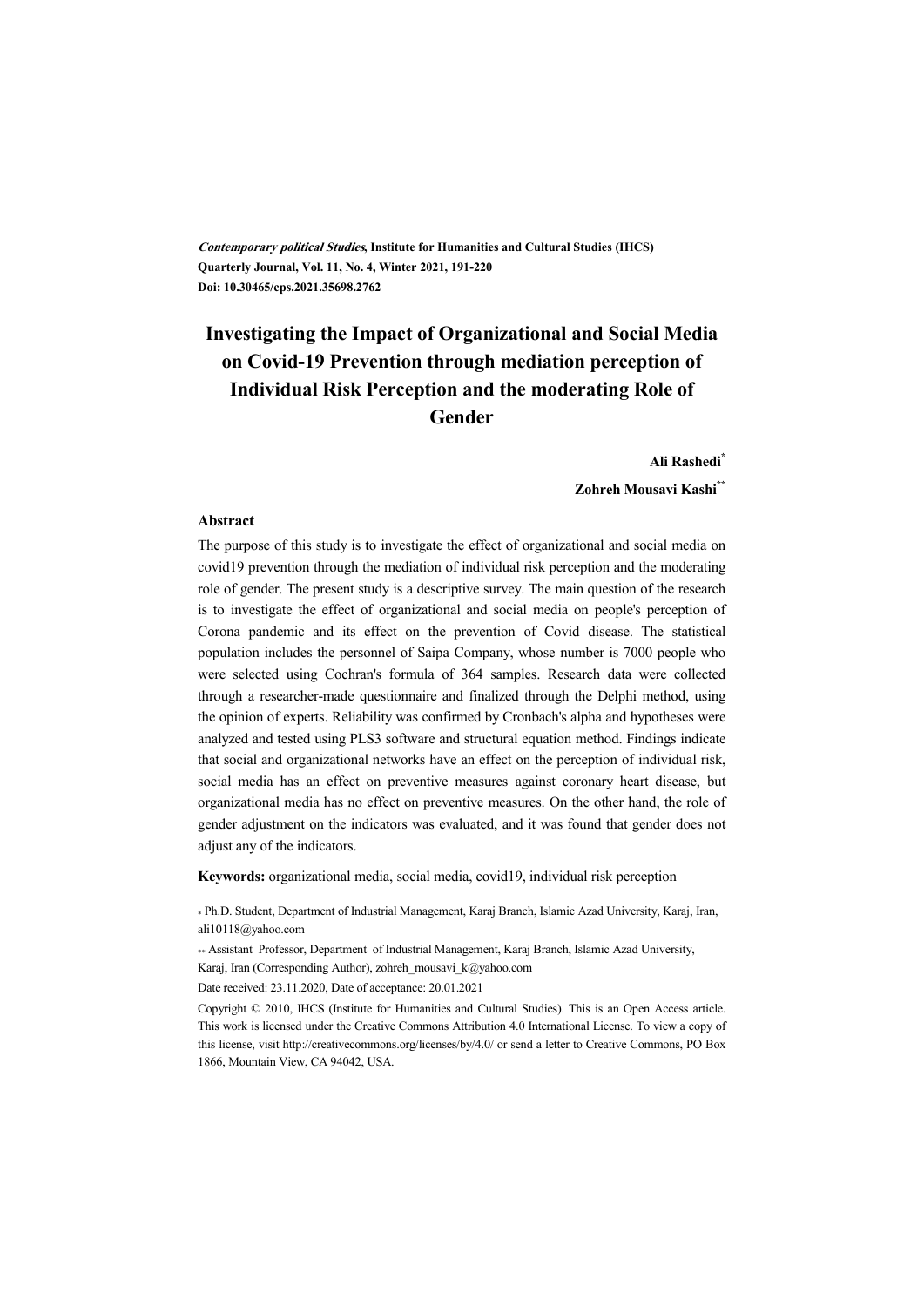*Contemporary political Studies*, Institute for Humanities and Cultural Studies (IHCS)
Quarterly Journal, Vol. 11, No. 4, Winter 2021, 191-220
Doi: 10.30465/cps.2021.35698.2762

# Investigating the Impact of Organizational and Social Media on Covid-19 Prevention through mediation perception of Individual Risk Perception and the moderating Role of Gender

**Ali Rashedi***

**Zohreh Mousavi Kashi****

## Abstract

The purpose of this study is to investigate the effect of organizational and social media on covid19 prevention through the mediation of individual risk perception and the moderating role of gender. The present study is a descriptive survey. The main question of the research is to investigate the effect of organizational and social media on people's perception of Corona pandemic and its effect on the prevention of Covid disease. The statistical population includes the personnel of Saipa Company, whose number is 7000 people who were selected using Cochran's formula of 364 samples. Research data were collected through a researcher-made questionnaire and finalized through the Delphi method, using the opinion of experts. Reliability was confirmed by Cronbach's alpha and hypotheses were analyzed and tested using PLS3 software and structural equation method. Findings indicate that social and organizational networks have an effect on the perception of individual risk, social media has an effect on preventive measures against coronary heart disease, but organizational media has no effect on preventive measures. On the other hand, the role of gender adjustment on the indicators was evaluated, and it was found that gender does not adjust any of the indicators.

**Keywords:** organizational media, social media, covid19, individual risk perception

---

* Ph.D. Student, Department of Industrial Management, Karaj Branch, Islamic Azad University, Karaj, Iran, ali10118@yahoo.com

** Assistant Professor, Department of Industrial Management, Karaj Branch, Islamic Azad University, Karaj, Iran (Corresponding Author), zohreh_mousavi_k@yahoo.com

Date received: 23.11.2020, Date of acceptance: 20.01.2021

Copyright © 2010, IHCS (Institute for Humanities and Cultural Studies). This is an Open Access article. This work is licensed under the Creative Commons Attribution 4.0 International License. To view a copy of this license, visit http://creativecommons.org/licenses/by/4.0/ or send a letter to Creative Commons, PO Box 1866, Mountain View, CA 94042, USA.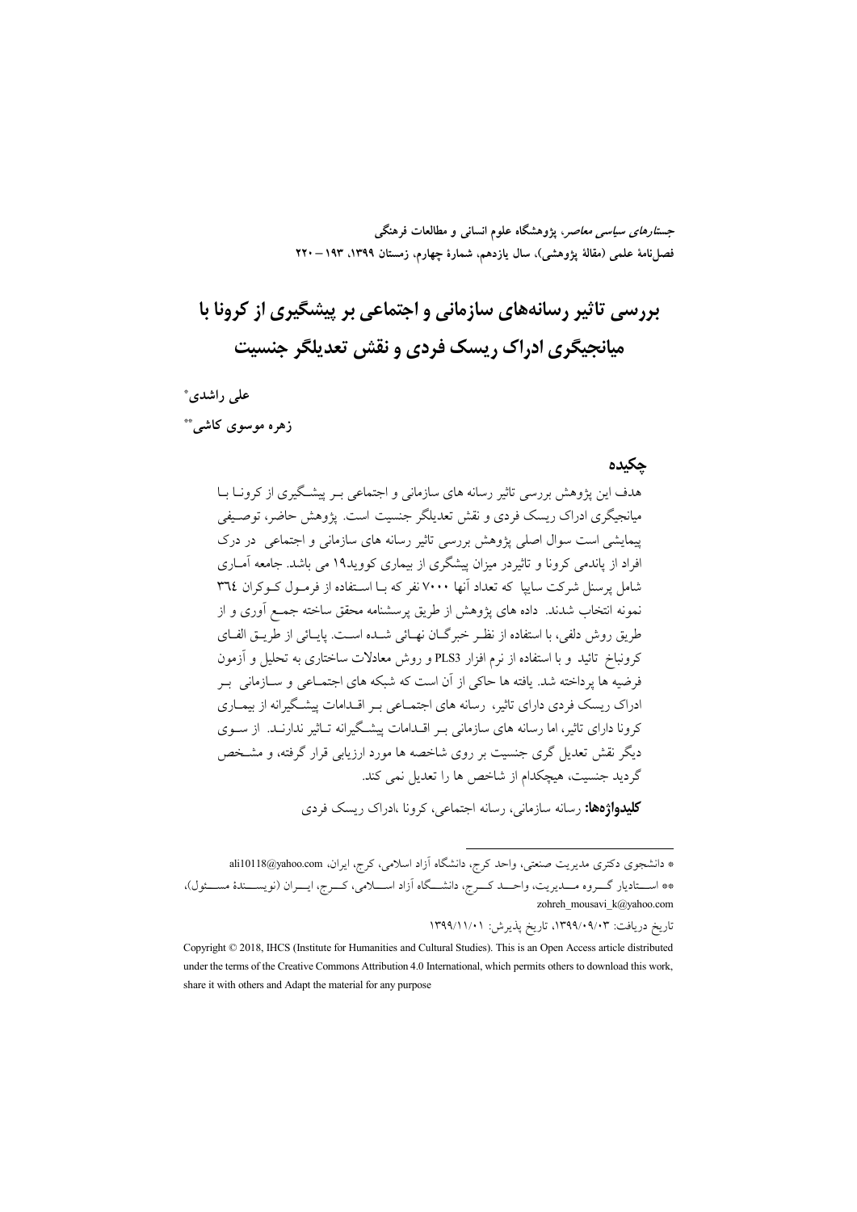*جستارهای سیاسی معاصر*، پژوهشگاه علوم انسانی و مطالعات فرهنگی
فصل‌نامهٔ علمی (مقالهٔ پژوهشی)، سال یازدهم، شمارهٔ چهارم، زمستان ۱۳۹۹، ۱۹۳ – ۲۲۰

# بررسی تاثیر رسانه‌های سازمانی و اجتماعی بر پیشگیری از کرونا با میانجیگری ادراک ریسک فردی و نقش تعدیلگر جنسیت

**علی راشدی***

**زهره موسوی کاشی****

## چکیده

هدف این پژوهش بررسی تاثیر رسانه های سازمانی و اجتماعی بر پیشگیری از کرونا با میانجیگری ادراک ریسک فردی و نقش تعدیلگر جنسیت است. پژوهش حاضر، توصیفی پیمایشی است سوال اصلی پژوهش بررسی تاثیر رسانه های سازمانی و اجتماعی در درک افراد از پاندمی کرونا و تاثیردر میزان پیشگری از بیماری کووید۱۹ می باشد. جامعه آماری شامل پرسنل شرکت سایپا که تعداد آنها ۷۰۰۰ نفر که با استفاده از فرمول کوکران ٣٦٤ نمونه انتخاب شدند. داده های پژوهش از طریق پرسشنامه محقق ساخته جمع آوری و از طریق روش دلفی، با استفاده از نظر خبرگان نهائی شده است. پایائی از طریق الفای کرونباخ تائید و با استفاده از نرم افزار PLS3 و روش معادلات ساختاری به تحلیل و آزمون فرضیه ها پرداخته شد. یافته ها حاکی از آن است که شبکه های اجتماعی و سازمانی بر ادراک ریسک فردی دارای تاثیر، رسانه های اجتماعی بر اقدامات پیشگیرانه از بیماری کرونا دارای تاثیر، اما رسانه های سازمانی بر اقدامات پیشگیرانه تاثیر ندارند. از سوی دیگر نقش تعدیل گری جنسیت بر روی شاخصه ها مورد ارزیابی قرار گرفته، و مشخص گردید جنسیت، هیچکدام از شاخص ها را تعدیل نمی کند.

**کلیدواژه‌ها:** رسانه سازمانی، رسانه اجتماعی، کرونا ،ادراک ریسک فردی

---

* دانشجوی دکتری مدیریت صنعتی، واحد کرج، دانشگاه آزاد اسلامی، کرج، ایران، ali10118@yahoo.com

** استادیار گروه مدیریت، واحد کرج، دانشگاه آزاد اسلامی، کرج، ایران (نویسندهٔ مسئول)، zohreh_mousavi_k@yahoo.com

تاریخ دریافت: ۱۳۹۹/۰۹/۰۳، تاریخ پذیرش: ۱۳۹۹/۱۱/۰۱

Copyright © 2018, IHCS (Institute for Humanities and Cultural Studies). This is an Open Access article distributed under the terms of the Creative Commons Attribution 4.0 International, which permits others to download this work, share it with others and Adapt the material for any purpose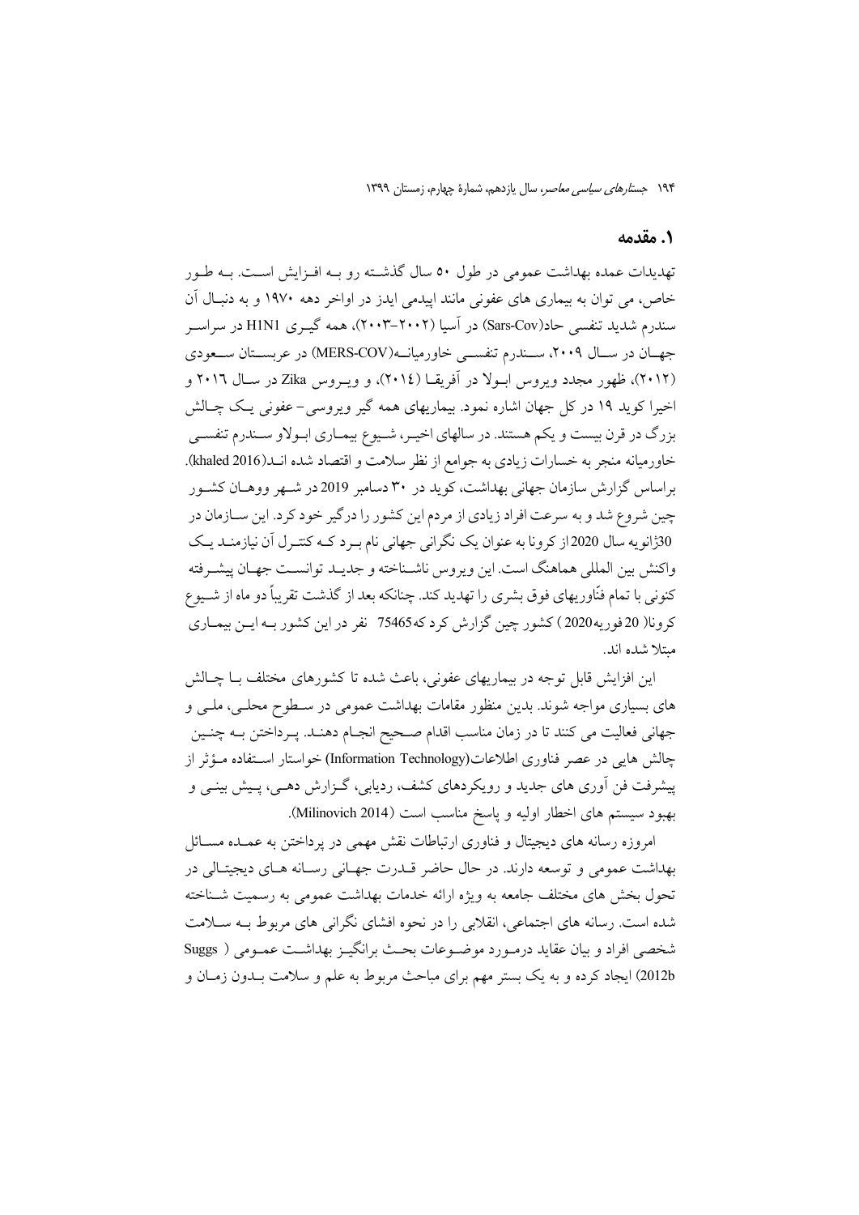## ۱. مقدمه

تهدیدات عمده بهداشت عمومی در طول ۵۰ سال گذشته رو به افزایش است. به طور خاص، می توان به بیماری های عفونی مانند اپیدمی ایدز در اواخر دهه ۱۹۷۰ و به دنبال آن سندرم شدید تنفسی حاد(Sars-Cov) در آسیا (۲۰۰۲–۲۰۰۳)، همه گیری H1N1 در سراسر جهان در سال ۲۰۰۹، سندرم تنفسی خاورمیانه(MERS-COV) در عربستان سعودی (۲۰۱۲)، ظهور مجدد ویروس ابولا در آفریقا (۲۰۱٤)، و ویروس Zika در سال ۲۰۱٦ و اخیرا کوید ۱۹ در کل جهان اشاره نمود. بیماریهای همه گیر ویروسی- عفونی یک چالش بزرگ در قرن بیست و یکم هستند. در سالهای اخیر، شیوع بیماری ابولاو سندرم تنفسی خاورمیانه منجر به خسارات زیادی به جوامع از نظر سلامت و اقتصاد شده اند(khaled 2016). براساس گزارش سازمان جهانی بهداشت، کوید در ۳۰ دسامبر 2019 در شهر ووهان کشور چین شروع شد و به سرعت افراد زیادی از مردم این کشور را درگیر خود کرد. این سازمان در 30ژانویه سال 2020 از کرونا به عنوان یک نگرانی جهانی نام برد که کنترل آن نیازمند یک واکنش بین المللی هماهنگ است. این ویروس ناشناخته و جدید توانست جهان پیشرفته کنونی با تمام فنّاوریهای فوق بشری را تهدید کند. چنانکه بعد از گذشت تقریباً دو ماه از شیوع کرونا( 20 فوریه2020 ) کشور چین گزارش کرد که75465 نفر در این کشور به این بیماری مبتلا شده اند.

این افزایش قابل توجه در بیماریهای عفونی، باعث شده تا کشورهای مختلف با چالش های بسیاری مواجه شوند. بدین منظور مقامات بهداشت عمومی در سطوح محلی، ملی و جهانی فعالیت می کنند تا در زمان مناسب اقدام صحیح انجام دهند. پرداختن به چنین چالش هایی در عصر فناوری اطلاعات(Information Technology) خواستار استفاده مؤثر از پیشرفت فن آوری های جدید و رویکردهای کشف، ردیابی، گزارش دهی، پیش بینی و بهبود سیستم های اخطار اولیه و پاسخ مناسب است (Milinovich 2014).

امروزه رسانه های دیجیتال و فناوری ارتباطات نقش مهمی در پرداختن به عمده مسائل بهداشت عمومی و توسعه دارند. در حال حاضر قدرت جهانی رسانه های دیجیتالی در تحول بخش های مختلف جامعه به ویژه ارائه خدمات بهداشت عمومی به رسمیت شناخته شده است. رسانه های اجتماعی، انقلابی را در نحوه افشای نگرانی های مربوط به سلامت شخصی افراد و بیان عقاید درمورد موضوعات بحث برانگیز بهداشت عمومی ( Suggs 2012b) ایجاد کرده و به یک بستر مهم برای مباحث مربوط به علم و سلامت بدون زمان و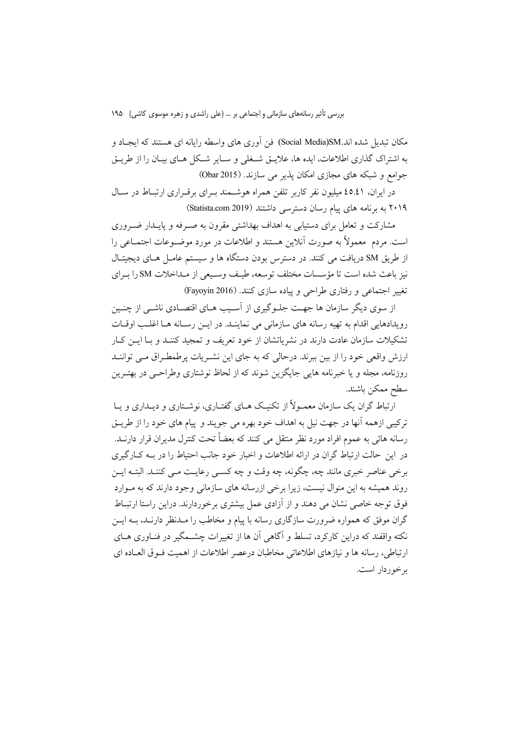مکان تبدیل شده اند.Social Media)SM) فن آوری های واسطه رایانه ای هستند که ایجـاد و به اشتراک گذاری اطلاعات، ایده ها، علایـق شـغلی و سـایر شـکل هـای بیـان را از طریـق جوامع و شبکه های مجازی امکان پذیر می سازند. (Obar 2015)

در ایران، ٤٥.٤١ میلیون نفر کاربر تلفن همراه هوشـمند بـرای برقـراری ارتبـاط در سـال ۲۰۱۹ به برنامه های پیام رسان دسترسی داشتند (Statista.com 2019)

مشارکت و تعامل برای دستیابی به اهداف بهداشتی مقرون به صـرفه و پایـدار ضـروری است. مردم معمولاً به صورت آنلاین هستند و اطلاعات در مورد موضـوعات اجتمـاعی را از طریق SM دریافت می کنند. در دسترس بودن دستگاه ها و سیستم عامـل هـای دیجیتـال نیز باعث شده است تا مؤسسات مختلف توسعه، طیـف وسـیعی از مـداخلات SM را بـرای تغییر اجتماعی و رفتاری طراحی و پیاده سازی کنند. (Fayoyin 2016)

از سوی دیگر سازمان ها جهـت جلـوگیری از آسـیب هـای اقتصـادی ناشـی از چنـین رویدادهایی اقدام به تهیه رسانه های سازمانی می نماینـد. در ایـن رسـانه هـا اغلـب اوقـات تشکیلات سازمان عادت دارند در نشریاتشان از خود تعریف و تمجید کننـد و بـا ایـن کـار ارزش واقعی خود را از بین ببرند. درحالی که به جای این نشـریات پرطمطـراق مـی تواننـد روزنامه، مجله و یا خبرنامه هایی جایگزین شوند که از لحاظ نوشتاری وطراحـی در بهتـرین سطح ممکن باشند.

ارتباط گران یک سازمان معمـولاً از تکنیـک هـای گفتـاری، نوشـتاری و دیـداری و یـا ترکیبی ازهمه آنها در جهت نیل به اهداف خود بهره می جویند و پیام های خود را از طریـق رسانه هائی به عموم افراد مورد نظر منتقل می کنند که بعضاً تحت کنترل مدیران قرار دارنـد. در این حالت ارتباط گران در ارائه اطلاعات و اخبار خود جانب احتیاط را در بـه کـارگیری برخی عناصر خبری مانند چه، چگونه، چه وقت و چه کسـی رعایـت مـی کننـد. البتـه ایـن روند همیشه به این منوال نیست، زیرا برخی ازرسانه های سازمانی وجود دارند که به مـوارد فوق توجه خاصی نشان می دهند و از آزادی عمل بیشتری برخوردارند. دراین راستا ارتبـاط گران موفق که همواره ضرورت سازگاری رسانه با پیام و مخاطب را مـدنظر دارنـد، بـه ایـن نکته واقفند که دراین کارکرد، تسلط و آگاهی آن ها از تغییرات چشـمگیر در فنـاوری هـای ارتباطی، رسانه ها و نیازهای اطلاعاتی مخاطبان درعصر اطلاعات از اهمیت فـوق العـاده ای برخوردار است.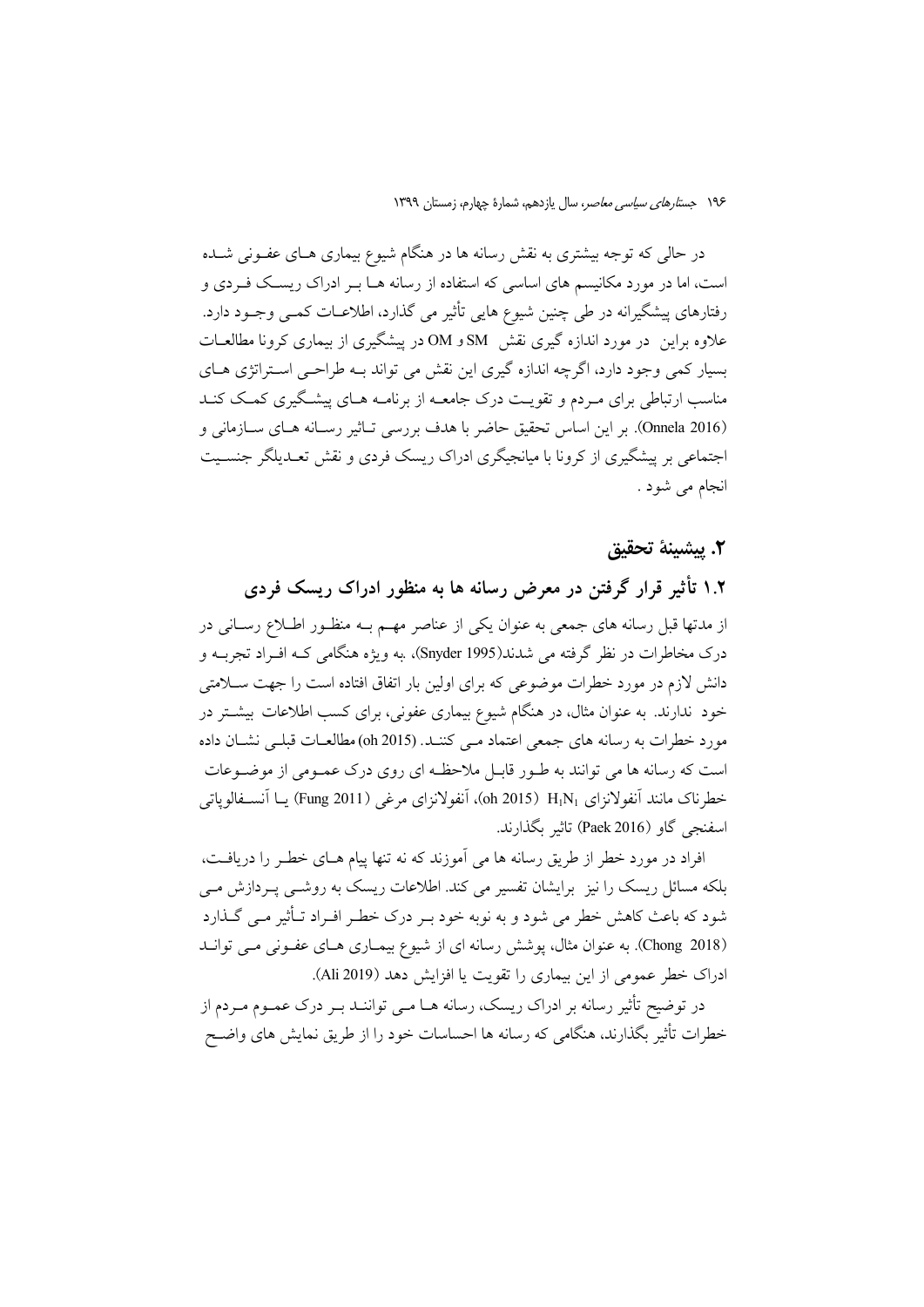در حالی که توجه بیشتری به نقش رسانه ها در هنگام شیوع بیماری هـای عفـونی شـده است، اما در مورد مکانیسم های اساسی که استفاده از رسانه هـا بـر ادراک ریسـک فـردی و رفتارهای پیشگیرانه در طی چنین شیوع هایی تأثیر می گذارد، اطلاعـات کمـی وجـود دارد. علاوه براین در مورد اندازه گیری نقش SM و OM در پیشگیری از بیماری کرونا مطالعـات بسیار کمی وجود دارد، اگرچه اندازه گیری این نقش می تواند بـه طراحـی اسـتراتژی هـای مناسب ارتباطی برای مـردم و تقویـت درک جامعـه از برنامـه هـای پیشـگیری کمـک کنـد (Onnela 2016). بر این اساس تحقیق حاضر با هدف بررسی تـاثیر رسـانه هـای سـازمانی و اجتماعی بر پیشگیری از کرونا با میانجیگری ادراک ریسک فردی و نقش تعـدیلگر جنسـیت انجام می شود .

## ۲. پیشینهٔ تحقیق

### ۱.۲ تأثیر قرار گرفتن در معرض رسانه ها به منظور ادراک ریسک فردی

از مدتها قبل رسانه های جمعی به عنوان یکی از عناصر مهـم بـه منظـور اطـلاع رسـانی در درک مخاطرات در نظر گرفته می شدند(Snyder 1995)، .به ویژه هنگامی کـه افـراد تجربـه و دانش لازم در مورد خطرات موضوعی که برای اولین بار اتفاق افتاده است را جهت سـلامتی خود ندارند. به عنوان مثال، در هنگام شیوع بیماری عفونی، برای کسب اطلاعات بیشـتر در مورد خطرات به رسانه های جمعی اعتماد مـی کننـد. (oh 2015) مطالعـات قبلـی نشـان داده است که رسانه ها می توانند به طـور قابـل ملاحظـه ای روی درک عمـومی از موضـوعات خطرناک مانند آنفولانزای $H_1N_1$ (oh 2015)، آنفولانزای مرغی (Fung 2011) یـا آنسـفالوپاتی اسفنجی گاو (Paek 2016) تاثیر بگذارند.

افراد در مورد خطر از طریق رسانه ها می آموزند که نه تنها پیام هـای خطـر را دریافـت، بلکه مسائل ریسک را نیز برایشان تفسیر می کند. اطلاعات ریسک به روشـی پـردازش مـی شود که باعث کاهش خطر می شود و به نوبه خود بـر درک خطـر افـراد تـأثیر مـی گـذارد (Chong 2018). به عنوان مثال، پوشش رسانه ای از شیوع بیمـاری هـای عفـونی مـی توانـد ادراک خطر عمومی از این بیماری را تقویت یا افزایش دهد (Ali 2019).

در توضیح تأثیر رسانه بر ادراک ریسک، رسانه هـا مـی تواننـد بـر درک عمـوم مـردم از خطرات تأثیر بگذارند، هنگامی که رسانه ها احساسات خود را از طریق نمایش های واضـح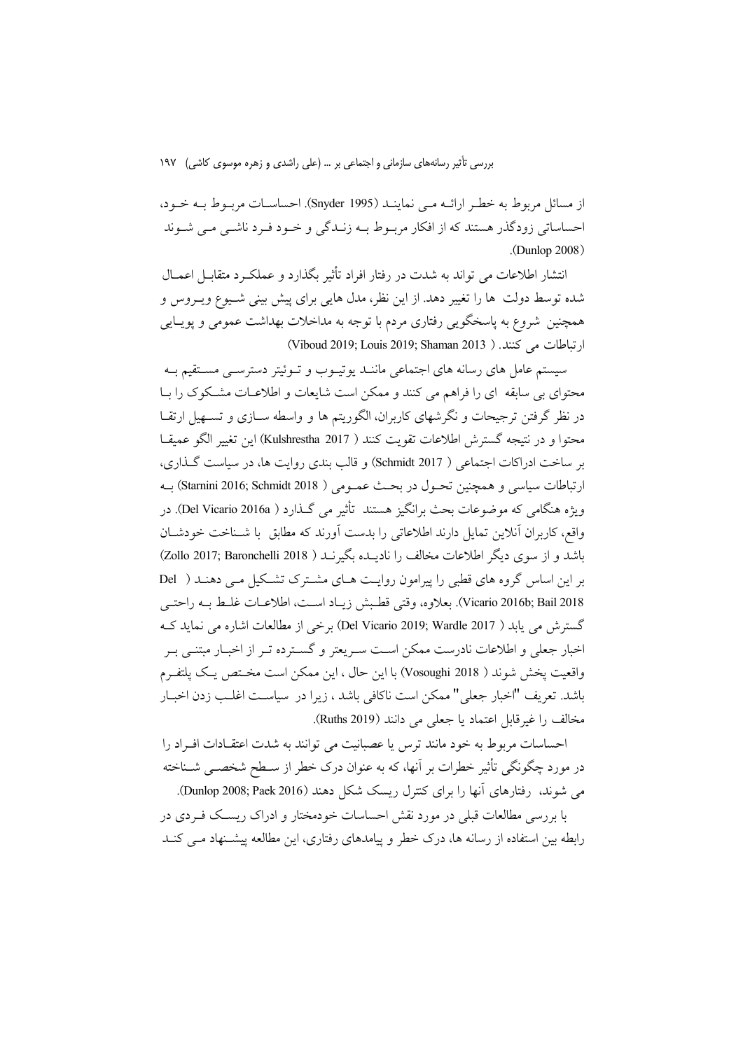از مسائل مربوط به خطر ارائه می نمایند (Snyder 1995). احساسات مربوط به خود، احساساتی زودگذر هستند که از افکار مربوط به زندگی و خود فرد ناشی می شوند (Dunlop 2008).

انتشار اطلاعات می تواند به شدت در رفتار افراد تأثیر بگذارد و عملکرد متقابل اعمال شده توسط دولت ها را تغییر دهد. از این نظر، مدل هایی برای پیش بینی شیوع ویروس و همچنین شروع به پاسخگویی رفتاری مردم با توجه به مداخلات بهداشت عمومی و پویایی ارتباطات می کنند. (Viboud 2019; Louis 2019; Shaman 2013)

سیستم عامل های رسانه های اجتماعی مانند یوتیوب و توئیتر دسترسی مستقیم به محتوای بی سابقه ای را فراهم می کنند و ممکن است شایعات و اطلاعات مشکوک را با در نظر گرفتن ترجیحات و نگرشهای کاربران، الگوریتم ها و واسطه سازی و تسهیل ارتقا محتوا و در نتیجه گسترش اطلاعات تقویت کنند (Kulshrestha 2017) این تغییر الگو عمیقا بر ساخت ادراکات اجتماعی (Schmidt 2017) و قالب بندی روایت ها، در سیاست گذاری، ارتباطات سیاسی و همچنین تحول در بحث عمومی (Starnini 2016; Schmidt 2018) به ویژه هنگامی که موضوعات بحث برانگیز هستند تأثیر می گذارد (Del Vicario 2016a). در واقع، کاربران آنلاین تمایل دارند اطلاعاتی را بدست آورند که مطابق با شناخت خودشان باشد و از سوی دیگر اطلاعات مخالف را نادیده بگیرند (Zollo 2017; Baronchelli 2018) بر این اساس گروه های قطبی را پیرامون روایت های مشترک تشکیل می دهند (Del Vicario 2016b; Bail 2018). بعلاوه، وقتی قطبش زیاد است، اطلاعات غلط به راحتی گسترش می یابد (Del Vicario 2019; Wardle 2017) برخی از مطالعات اشاره می نماید که اخبار جعلی و اطلاعات نادرست ممکن است سریعتر و گسترده تر از اخبار مبتنی بر واقعیت پخش شوند (Vosoughi 2018) با این حال، این ممکن است مختص یک پلتفرم باشد. تعریف "اخبار جعلی" ممکن است ناکافی باشد، زیرا در سیاست اغلب زدن اخبار مخالف را غیرقابل اعتماد یا جعلی می دانند (Ruths 2019).

احساسات مربوط به خود مانند ترس یا عصبانیت می توانند به شدت اعتقادات افراد را در مورد چگونگی تأثیر خطرات بر آنها، که به عنوان درک خطر از سطح شخصی شناخته می شوند، رفتارهای آنها را برای کنترل ریسک شکل دهند (Dunlop 2008; Paek 2016).

با بررسی مطالعات قبلی در مورد نقش احساسات خودمختار و ادراک ریسک فردی در رابطه بین استفاده از رسانه ها، درک خطر و پیامدهای رفتاری، این مطالعه پیشنهاد می کند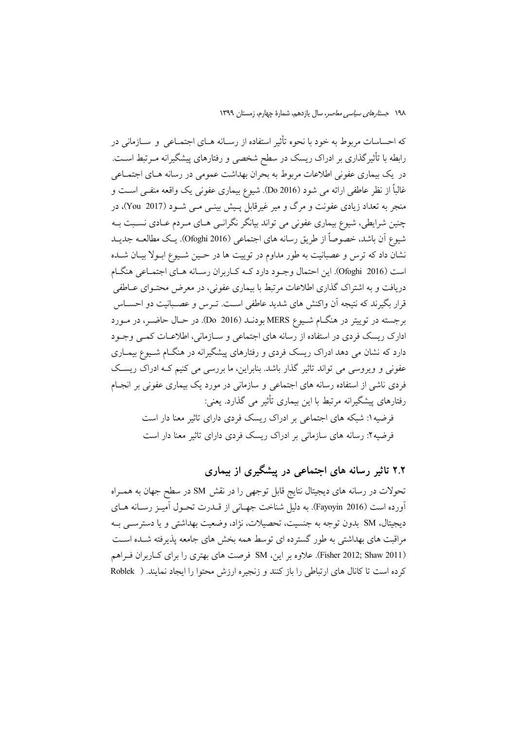که احساسات مربوط به خود با نحوه تأثیر استفاده از رسانه های اجتماعی و سازمانی در رابطه با تأثیرگذاری بر ادراک ریسک در سطح شخصی و رفتارهای پیشگیرانه مرتبط است. در یک بیماری عفونی اطلاعات مربوط به بحران بهداشت عمومی در رسانه های اجتماعی غالباً از نظر عاطفی ارائه می شود (Do 2016). شیوع بیماری عفونی یک واقعه منفی است و منجر به تعداد زیادی عفونت و مرگ و میر غیرقابل پیش بینی می شود (You 2017)، در چنین شرایطی، شیوع بیماری عفونی می تواند بیانگر نگرانی های مردم عادی نسبت به شیوع آن باشد، خصوصاً از طریق رسانه های اجتماعی (Ofoghi 2016). یک مطالعه جدید نشان داد که ترس و عصبانیت به طور مداوم در توییت ها در حین شیوع ابولا بیان شده است (Ofoghi 2016). این احتمال وجود دارد که کاربران رسانه های اجتماعی هنگام دریافت و به اشتراک گذاری اطلاعات مرتبط با بیماری عفونی، در معرض محتوای عاطفی قرار بگیرند که نتیجه آن واکنش های شدید عاطفی است. ترس و عصبانیت دو احساس برجسته در توییتر در هنگام شیوع MERS بودند (Do 2016). در حال حاضر، در مورد ادارک ریسک فردی در استفاده از رسانه های اجتماعی و سازمانی، اطلاعات کمی وجود دارد که نشان می دهد ادراک ریسک فردی و رفتارهای پیشگیرانه در هنگام شیوع بیماری عفونی و ویروسی می تواند تاثیر گذار باشد. بنابراین، ما بررسی می کنیم که ادراک ریسک فردی ناشی از استفاده رسانه های اجتماعی و سازمانی در مورد یک بیماری عفونی بر انجام رفتارهای پیشگیرانه مرتبط با این بیماری تأثیر می گذارد. یعنی:

فرضیه۱: شبکه های اجتماعی بر ادراک ریسک فردی دارای تاثیر معنا دار است

فرضیه۲: رسانه های سازمانی بر ادراک ریسک فردی دارای تاثیر معنا دار است

## ۲.۲ تاثیر رسانه های اجتماعی در پیشگیری از بیماری

تحولات در رسانه های دیجیتال نتایج قابل توجهی را در نقش SM در سطح جهان به همراه آورده است (Fayoyin 2016). به دلیل شناخت جهانی از قدرت تحول آمیز رسانه های دیجیتال، SM بدون توجه به جنسیت، تحصیلات، نژاد، وضعیت بهداشتی و یا دسترسی به مراقبت های بهداشتی به طور گسترده ای توسط همه بخش های جامعه پذیرفته شده است (Fisher 2012; Shaw 2011). علاوه بر این، SM فرصت های بهتری را برای کاربران فراهم کرده است تا کانال های ارتباطی را باز کنند و زنجیره ارزش محتوا را ایجاد نمایند. ( Roblek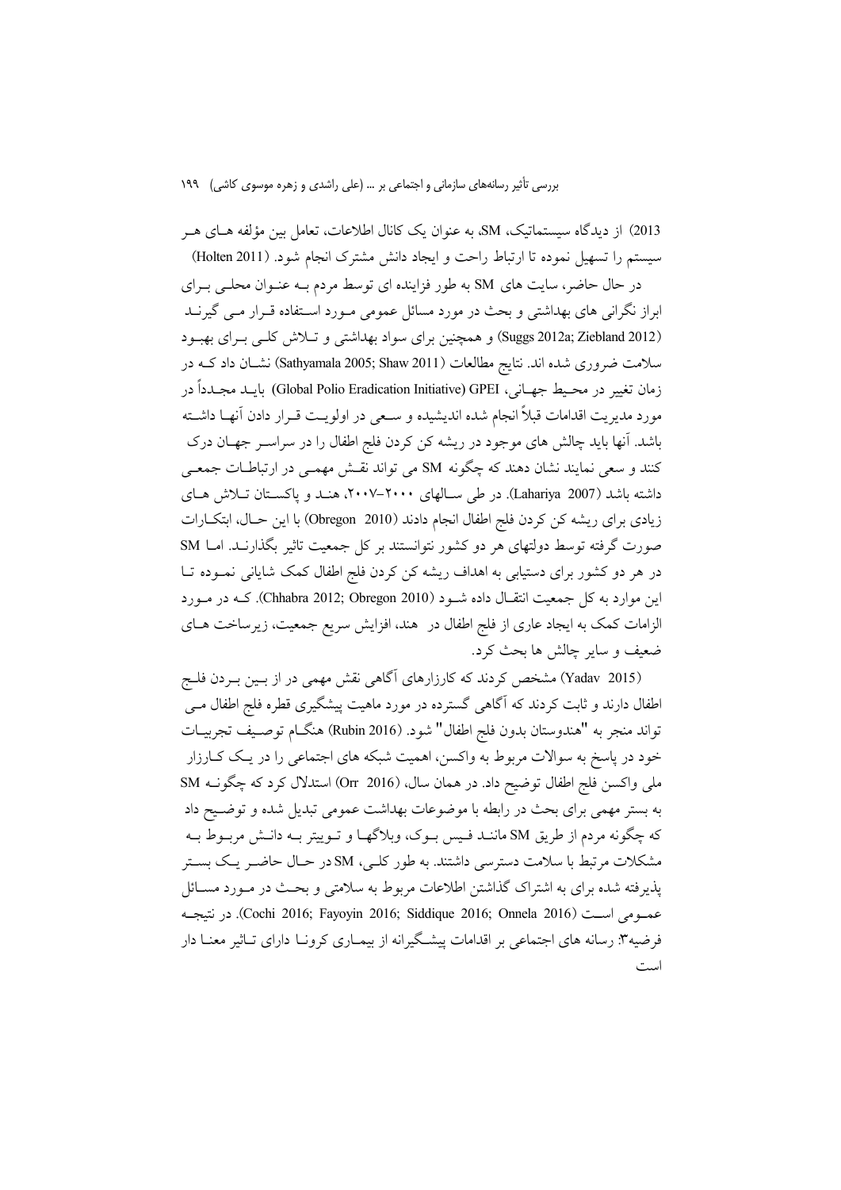2013) از دیدگاه سیستماتیک، SM، به عنوان یک کانال اطلاعات، تعامل بین مؤلفه هـای هـر سیستم را تسهیل نموده تا ارتباط راحت و ایجاد دانش مشترک انجام شود. (Holten 2011)

در حال حاضر، سایت های SM به طور فزاینده ای توسط مردم بـه عنـوان محلـی بـرای ابراز نگرانی های بهداشتی و بحث در مورد مسائل عمومی مـورد اسـتفاده قـرار مـی گیرنـد (Suggs 2012a; Ziebland 2012) و همچنین برای سواد بهداشتی و تـلاش کلـی بـرای بهبـود سلامت ضروری شده اند. نتایج مطالعات (Sathyamala 2005; Shaw 2011) نشـان داد کـه در زمان تغییر در محـیط جهـانی، Global Polio Eradication Initiative) GPEI) بایـد مجـدداً در مورد مدیریت اقدامات قبلاً انجام شده اندیشیده و سـعی در اولویـت قـرار دادن آنهـا داشـته باشد. آنها باید چالش های موجود در ریشه کن کردن فلج اطفال را در سراسـر جهـان درک کنند و سعی نمایند نشان دهند که چگونه SM می تواند نقـش مهمـی در ارتباطـات جمعـی داشته باشد (Lahariya 2007). در طی سـالهای ۲۰۰۰–۲۰۰۷، هنـد و پاکسـتان تـلاش هـای زیادی برای ریشه کن کردن فلج اطفال انجام دادند (Obregon 2010) با این حـال، ابتکـارات صورت گرفته توسط دولتهای هر دو کشور نتوانستند بر کل جمعیت تاثیر بگذارنـد. امـا SM در هر دو کشور برای دستیابی به اهداف ریشه کن کردن فلج اطفال کمک شایانی نمـوده تـا این موارد به کل جمعیت انتقـال داده شـود (Chhabra 2012; Obregon 2010). کـه در مـورد الزامات کمک به ایجاد عاری از فلج اطفال در هند، افزایش سریع جمعیت، زیرساخت هـای ضعیف و سایر چالش ها بحث کرد.

(Yadav 2015) مشخص کردند که کارزارهای آگاهی نقش مهمی در از بـین بـردن فلـج اطفال دارند و ثابت کردند که آگاهی گسترده در مورد ماهیت پیشگیری قطره فلج اطفال مـی تواند منجر به "هندوستان بدون فلج اطفال" شود. (Rubin 2016) هنگـام توصـیف تجربیـات خود در پاسخ به سوالات مربوط به واکسن، اهمیت شبکه های اجتماعی را در یـک کـارزار ملی واکسن فلج اطفال توضیح داد. در همان سال، (Orr 2016) استدلال کرد که چگونـه SM به بستر مهمی برای بحث در رابطه با موضوعات بهداشت عمومی تبدیل شده و توضـیح داد که چگونه مردم از طریق SM ماننـد فـیس بـوک، وبلاگهـا و تـوییتر بـه دانـش مربـوط بـه مشکلات مرتبط با سلامت دسترسی داشتند. به طور کلـی، SM در حـال حاضـر یـک بسـتر پذیرفته شده برای به اشتراک گذاشتن اطلاعات مربوط به سلامتی و بحـث در مـورد مسـائل عمـومی اسـت (Cochi 2016; Fayoyin 2016; Siddique 2016; Onnela 2016). در نتیجـه فرضیه۳: رسانه های اجتماعی بر اقدامات پیشـگیرانه از بیمـاری کرونـا دارای تـاثیر معنـا دار است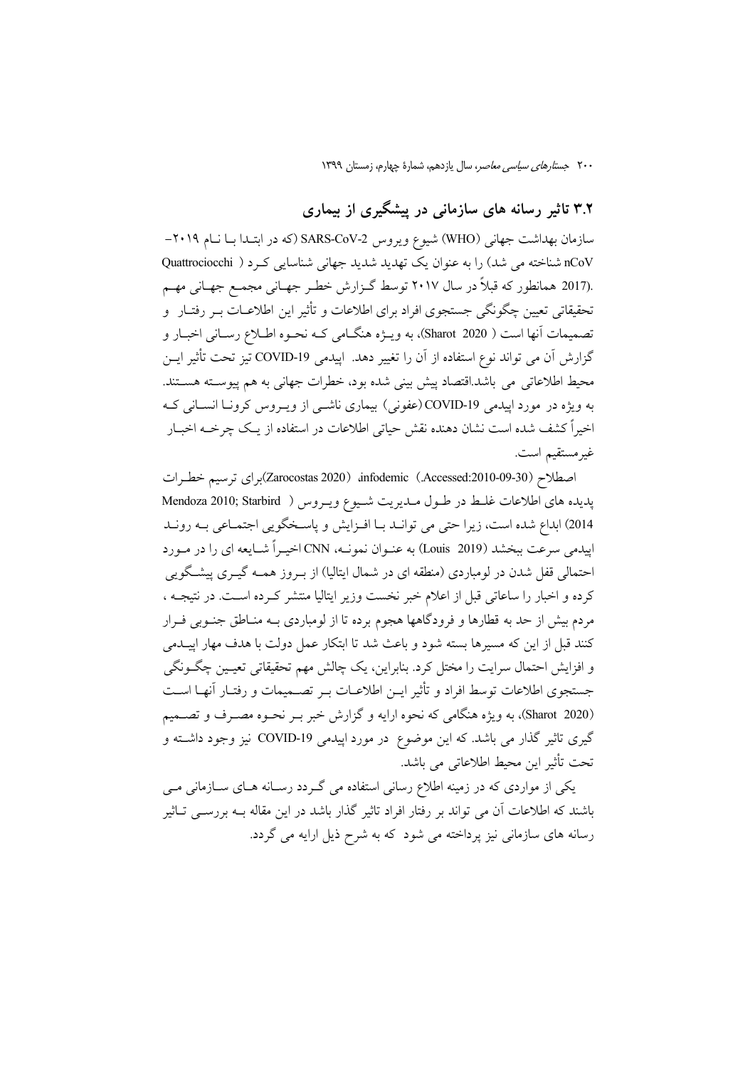## ۳.۲ تاثیر رسانه های سازمانی در پیشگیری از بیماری

سازمان بهداشت جهانی (WHO) شیوع ویروس SARS-CoV-2 (که در ابتدا با نام ۲۰۱۹-nCoV شناخته می شد) را به عنوان یک تهدید شدید جهانی شناسایی کرد ( Quattrociocchi 2017.) همانطور که قبلاً در سال ۲۰۱۷ توسط گزارش خطر جهانی مجمع جهانی مهم تحقیقاتی تعیین چگونگی جستجوی افراد برای اطلاعات و تأثیر این اطلاعات بر رفتار و تصمیمات آنها است ( Sharot 2020)، به ویژه هنگامی که نحوه اطلاع رسانی اخبار و گزارش آن می تواند نوع استفاده از آن را تغییر دهد. اپیدمی COVID-19 تیز تحت تأثیر این محیط اطلاعاتی می باشد.اقتصاد پیش بینی شده بود، خطرات جهانی به هم پیوسته هستند. به ویژه در مورد اپیدمی COVID-19 (عفونی) بیماری ناشی از ویروس کرونا انسانی که اخیراً کشف شده است نشان دهنده نقش حیاتی اطلاعات در استفاده از یک چرخه اخبار غیرمستقیم است.

اصطلاح (Accessed:2010-09-30.) ،infodemic (Zarocostas 2020)برای ترسیم خطرات پدیده های اطلاعات غلط در طول مدیریت شیوع ویروس ( Mendoza 2010; Starbird 2014) ابداع شده است، زیرا حتی می تواند با افزایش و پاسخگویی اجتماعی به روند اپیدمی سرعت ببخشد (Louis 2019) به عنوان نمونه، CNN اخیراً شایعه ای را در مورد احتمالی قفل شدن در لومباردی (منطقه ای در شمال ایتالیا) از بروز همه گیری پیشگویی کرده و اخبار را ساعاتی قبل از اعلام خبر نخست وزیر ایتالیا منتشر کرده است. در نتیجه ، مردم بیش از حد به قطارها و فرودگاهها هجوم برده تا از لومباردی به مناطق جنوبی فرار کنند قبل از این که مسیرها بسته شود و باعث شد تا ابتکار عمل دولت با هدف مهار اپیدمی و افزایش احتمال سرایت را مختل کرد. بنابراین، یک چالش مهم تحقیقاتی تعیین چگونگی جستجوی اطلاعات توسط افراد و تأثیر این اطلاعات بر تصمیمات و رفتار آنها است (Sharot 2020)، به ویژه هنگامی که نحوه ارایه و گزارش خبر بر نحوه مصرف و تصمیم گیری تاثیر گذار می باشد. که این موضوع در مورد اپیدمی COVID-19 نیز وجود داشته و تحت تأثیر این محیط اطلاعاتی می باشد.

یکی از مواردی که در زمینه اطلاع رسانی استفاده می گردد رسانه های سازمانی می باشند که اطلاعات آن می تواند بر رفتار افراد تاثیر گذار باشد در این مقاله به بررسی تاثیر رسانه های سازمانی نیز پرداخته می شود که به شرح ذیل ارایه می گردد.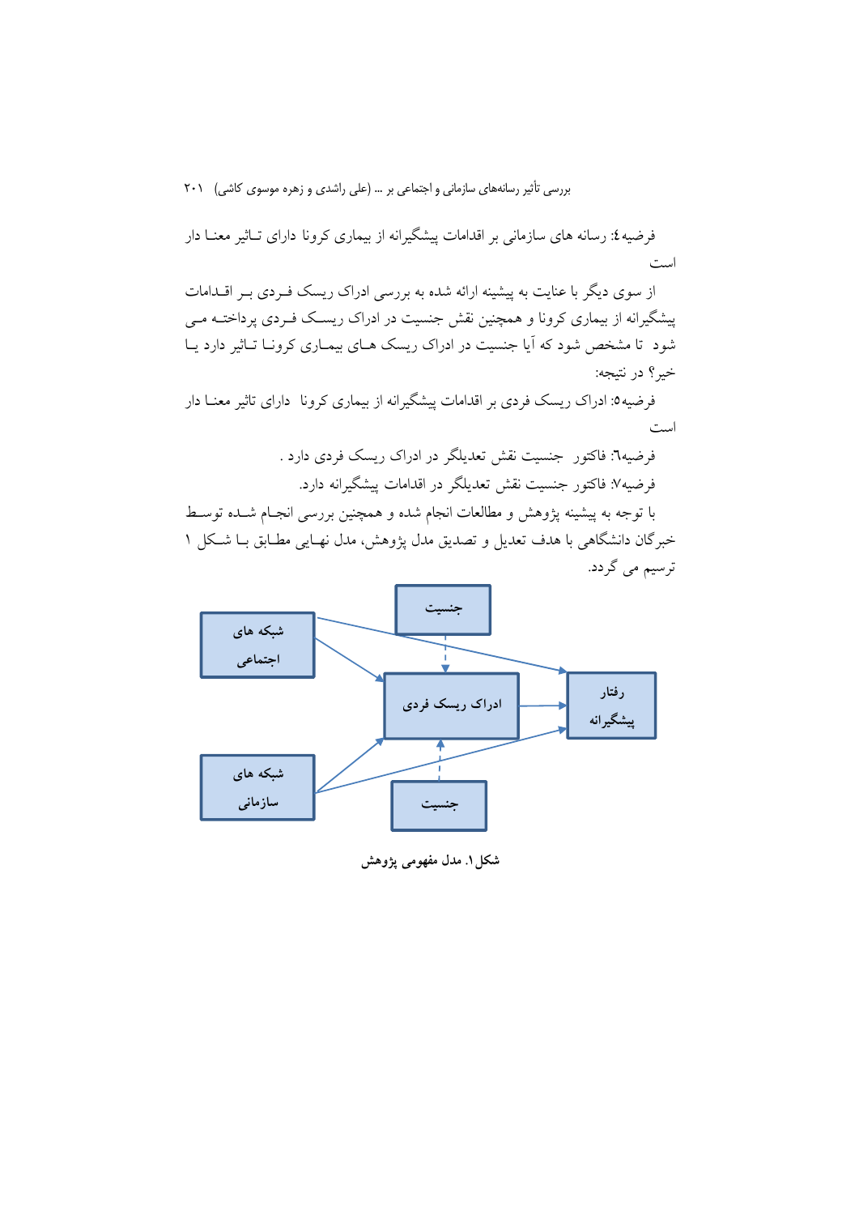فرضیه٤: رسانه های سازمانی بر اقدامات پیشگیرانه از بیماری کرونا دارای تـاثیر معنـا دار است

از سوی دیگر با عنایت به پیشینه ارائه شده به بررسی ادراک ریسک فـردی بـر اقـدامات پیشگیرانه از بیماری کرونا و همچنین نقش جنسیت در ادراک ریسـک فـردی پرداختـه مـی شود تا مشخص شود که آیا جنسیت در ادراک ریسک هـای بیمـاری کرونـا تـاثیر دارد یـا خیر؟ در نتیجه:

فرضیه٥: ادراک ریسک فردی بر اقدامات پیشگیرانه از بیماری کرونا دارای تاثیر معنـا دار است

فرضیه٦: فاکتور جنسیت نقش تعدیلگر در ادراک ریسک فردی دارد .

فرضیه٧: فاکتور جنسیت نقش تعدیلگر در اقدامات پیشگیرانه دارد.

با توجه به پیشینه پژوهش و مطالعات انجام شده و همچنین بررسی انجـام شـده توسـط خبرگان دانشگاهی با هدف تعدیل و تصدیق مدل پژوهش، مدل نهـایی مطـابق بـا شـکل ١ ترسیم می گردد.

شکل١. مدل مفهومی پژوهش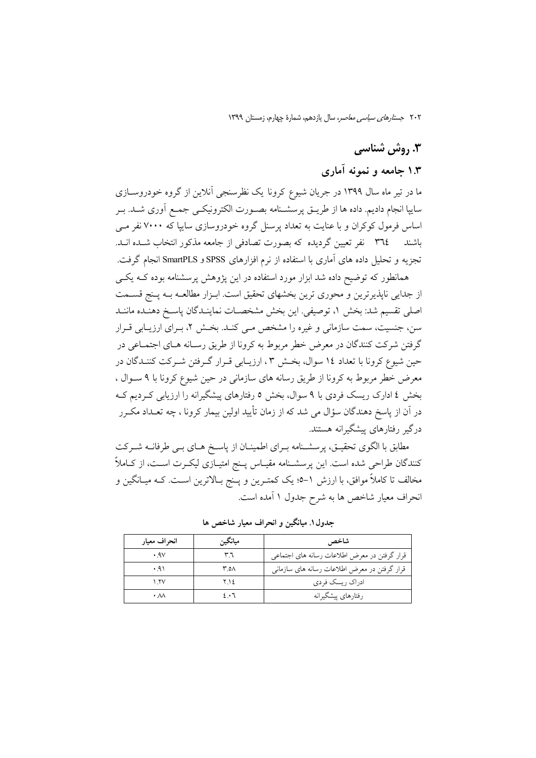## ۳. روش شناسی

### ۱.۳ جامعه و نمونه آماری

ما در تیر ماه سال ۱۳۹۹ در جریان شیوع کرونا یک نظرسنجی آنلاین از گروه خودروسازی سایپا انجام دادیم. داده ها از طریق پرسشنامه بصورت الکترونیکی جمع آوری شد. بر اساس فرمول کوکران و با عنایت به تعداد پرسنل گروه خودروسازی سایپا که ۷۰۰۰ نفر می باشند ٣٦٤ نفر تعیین گردیده که بصورت تصادفی از جامعه مذکور انتخاب شده اند. تجزیه و تحلیل داده های آماری با استفاده از نرم افزارهای SPSS و SmartPLS انجام گرفت.

همانطور که توضیح داده شد ابزار مورد استفاده در این پژوهش پرسشنامه بوده که یکی از جدایی ناپذیرترین و محوری ترین بخشهای تحقیق است. ابزار مطالعه به پنج قسمت اصلی تقسیم شد: بخش ۱، توصیفی. این بخش مشخصات نمایندگان پاسخ دهنده مانند سن، جنسیت، سمت سازمانی و غیره را مشخص می کند. بخش ۲، برای ارزیابی قرار گرفتن شرکت کنندگان در معرض خطر مربوط به کرونا از طریق رسانه های اجتماعی در حین شیوع کرونا با تعداد ١٤ سوال، بخش ۳ ، ارزیابی قرار گرفتن شرکت کنندگان در معرض خطر مربوط به کرونا از طریق رسانه های سازمانی در حین شیوع کرونا با ۹ سوال ، بخش ٤ ادارک ریسک فردی با ۹ سوال، بخش ٥ رفتارهای پیشگیرانه را ارزیابی کردیم که در آن از پاسخ دهندگان سؤال می شد که از زمان تأیید اولین بیمار کرونا ، چه تعداد مکرر درگیر رفتارهای پیشگیرانه هستند.

مطابق با الگوی تحقیق، پرسشنامه برای اطمینان از پاسخ های بی طرفانه شرکت کنندگان طراحی شده است. این پرسشنامه مقیاس پنج امتیازی لیکرت است، از کاملاً مخالف تا کاملاً موافق، با ارزش ۱-٥؛ یک کمترین و پنج بالاترین است. که میانگین و انحراف معیار شاخص ها به شرح جدول ۱ آمده است.

**جدول۱. میانگین و انحراف معیار شاخص ها**

| شاخص | میانگین | انحراف معیار |
|---|---|---|
| قرار گرفتن در معرض اطلاعات رسانه های اجتماعی | ٣.٦ | ٠.٩٧ |
| قرار گرفتن در معرض اطلاعات رسانه های سازمانی | ٣.٥٨ | ٠.٩١ |
| ادراک ریسک فردی | ٢.١٤ | ١.٢٧ |
| رفتارهای پیشگیرانه | ٤.٠٦ | ٠.٨٨ |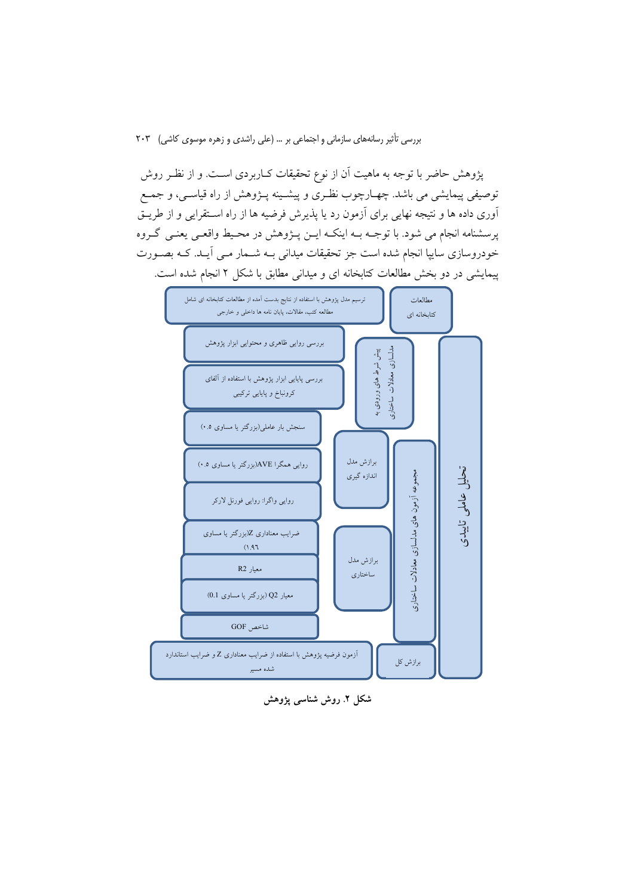پژوهش حاضر با توجه به ماهیت آن از نوع تحقیقات کاربردی است. و از نظر روش توصیفی پیمایشی می باشد. چهارچوب نظری و پیشینه پژوهش از راه قیاسی، و جمع آوری داده ها و نتیجه نهایی برای آزمون رد یا پذیرش فرضیه ها از راه استقرایی و از طریق پرسشنامه انجام می شود. با توجه به اینکه این پژوهش در محیط واقعی یعنی گروه خودروسازی سایپا انجام شده است جز تحقیقات میدانی به شمار می آید. که بصورت پیمایشی در دو بخش مطالعات کتابخانه ای و میدانی مطابق با شکل ۲ انجام شده است.

- مطالعات کتابخانه ای: ترسیم مدل پژوهش با استفاده از نتایج بدست آمده از مطالعات کتابخانه ای شامل مطالعه کتب، مقالات، پایان نامه ها داخلی و خارجی
- تحلیل عاملی تاییدی
  - پیش شرط های ورودی به مدلسازی معادلات ساختاری
    - بررسی روایی ظاهری و محتوایی ابزار پژوهش
    - بررسی پایایی ابزار پژوهش با استفاده از آلفای کرونباخ و پایایی ترکیبی
  - مجموعه آزمون های مدلسازی معادلات ساختاری
    - برازش مدل اندازه گیری
      - سنجش بار عاملی(بزرگتر یا مساوی ۰.۵)
      - روایی همگرا AVE(بزرگتر یا مساوی ۰.۵)
      - روایی واگرا: روایی فورنل لارکر
    - برازش مدل ساختاری
      - ضرایب معناداری Z(بزرگتر یا مساوی ۱.۹۶)
      - معیار R2
      - معیار Q2 (بزرگتر یا مساوی 0.1)
    - شاخص GOF
  - برازش کل
    - آزمون فرضیه پژوهش با استفاده از ضرایب معناداری Z و ضرایب استاندارد شده مسیر

**شکل ۲. روش شناسی پژوهش**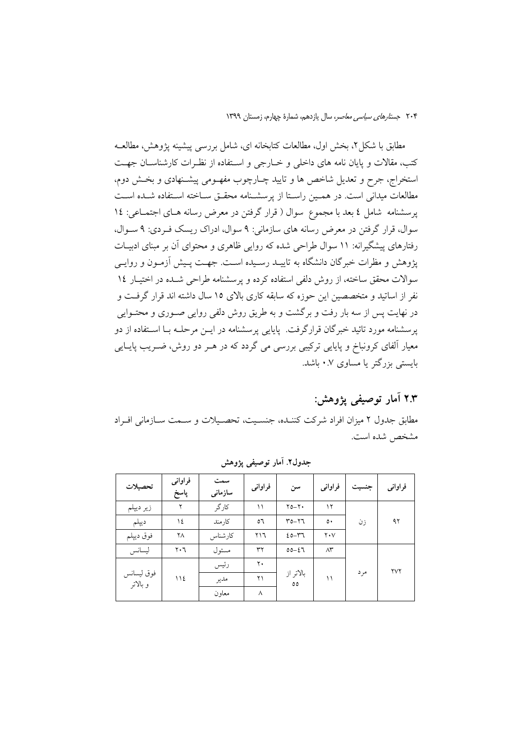مطابق با شکل۲، بخش اول، مطالعات کتابخانه ای، شامل بررسی پیشینه پژوهش، مطالعه کتب، مقالات و پایان نامه های داخلی و خارجی و استفاده از نظرات کارشناسان جهت استخراج، جرح و تعدیل شاخص ها و تایید چارچوب مفهومی پیشنهادی و بخش دوم، مطالعات میدانی است. در همین راستا از پرسشنامه محقق ساخته استفاده شده است پرسشنامه شامل ٤ بعد با مجموع سوال ( قرار گرفتن در معرض رسانه های اجتماعی: ١٤ سوال، قرار گرفتن در معرض رسانه های سازمانی: ٩ سوال، ادراک ریسک فردی: ٩ سوال، رفتارهای پیشگیرانه: ١١ سوال طراحی شده که روایی ظاهری و محتوای آن بر مبنای ادبیات پژوهش و مظرات خبرگان دانشگاه به تایید رسیده است. جهت پیش آزمون و روایی سوالات محقق ساخته، از روش دلفی استفاده کرده و پرسشنامه طراحی شده در اختیار ١٤ نفر از اساتید و متخصصین این حوزه که سابقه کاری بالای ١٥ سال داشته اند قرار گرفت و در نهایت پس از سه بار رفت و برگشت و به طریق روش دلفی روایی صوری و محتوایی پرسشنامه مورد تائید خبرگان قرارگرفت. پایایی پرسشنامه در این مرحله با استفاده از دو معیار آلفای کرونباخ و پایایی ترکیبی بررسی می گردد که در هر دو روش، ضریب پایایی بایستی بزرگتر یا مساوی ۰.۷ باشد.

## ۲.۳ آمار توصیفی پژوهش:

مطابق جدول ۲ میزان افراد شرکت کننده، جنسیت، تحصیلات و سمت سازمانی افراد مشخص شده است.

**جدول۲. آمار توصیفی پژوهش**

| فراوانی | جنسیت | فراوانی | سن | فراوانی | سمت سازمانی | فراوانی پاسخ | تحصیلات |
|---|---|---|---|---|---|---|---|
| ۹۲ | زن | ۱۲ | ۲۰-۲۵ | ۱۱ | کارگر | ۲ | زیر دیپلم |
| | | ۵۰ | ۲۶-۳۵ | ٥٦ | کارمند | ١٤ | دیپلم |
| | | ۲۰۷ | ۳٦-٤٥ | ۲۱٦ | کارشناس | ۲۸ | فوق دیپلم |
| ۲۷۲ | مرد | ۸۳ | ٤٦-٥٥ | ۳۲ | مسئول | ۲۰٦ | لیسانس |
| | | ۱۱ | بالاتر از ٥٥ | ۲۰ | رئیس | ۱۱٤ | فوق لیسانس و بالاتر |
| | | | | ۲۱ | مدیر | | |
| | | | | ۸ | معاون | | |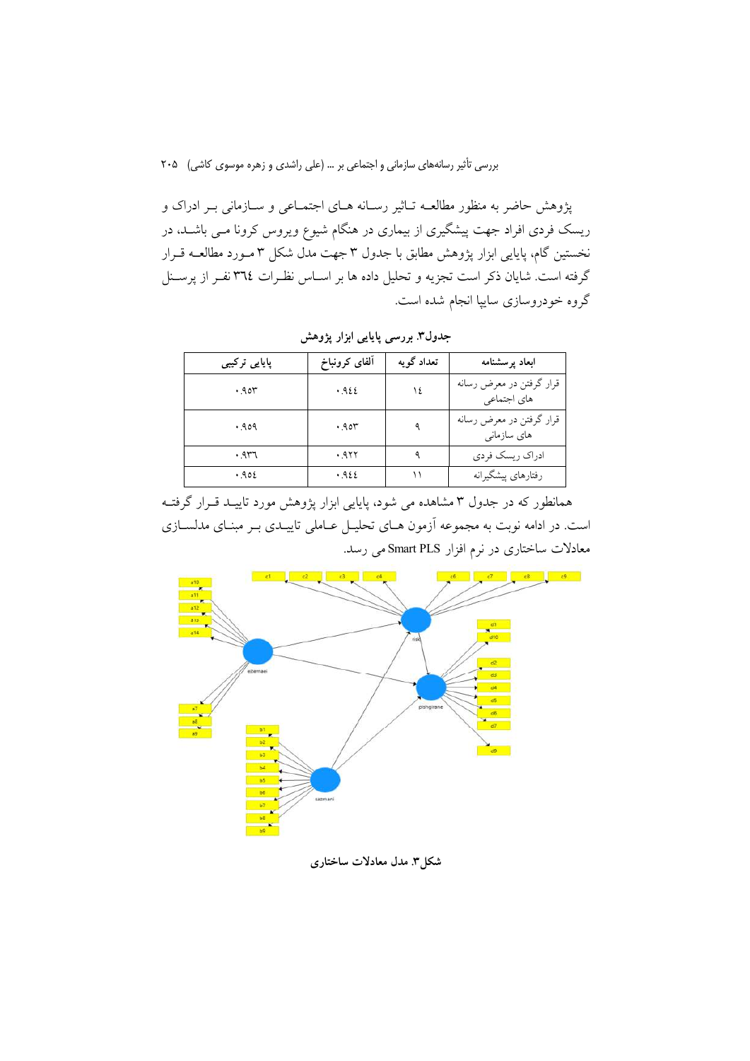پژوهش حاضر به منظور مطالعه تاثیر رسانه های اجتماعی و سازمانی بر ادراک و ریسک فردی افراد جهت پیشگیری از بیماری در هنگام شیوع ویروس کرونا می باشد، در نخستین گام، پایایی ابزار پژوهش مطابق با جدول ۳ جهت مدل شکل ۳ مورد مطالعه قرار گرفته است. شایان ذکر است تجزیه و تحلیل داده ها بر اساس نظرات ۳٦٤ نفر از پرسنل گروه خودروسازی سایپا انجام شده است.

**جدول۳. بررسی پایایی ابزار پژوهش**

| ابعاد پرسشنامه | تعداد گویه | آلفای کرونباخ | پایایی ترکیبی |
|---|---|---|---|
| قرار گرفتن در معرض رسانه های اجتماعی | ۱٤ | ۰.۹٤٤ | ۰.۹۵۳ |
| قرار گرفتن در معرض رسانه های سازمانی | ۹ | ۰.۹۵۳ | ۰.۹۵۹ |
| ادراک ریسک فردی | ۹ | ۰.۹۲۲ | ۰.۹۳٦ |
| رفتارهای پیشگیرانه | ۱۱ | ۰.۹٤٤ | ۰.۹۵٤ |

همانطور که در جدول ۳ مشاهده می شود، پایایی ابزار پژوهش مورد تایید قرار گرفته است. در ادامه نوبت به مجموعه آزمون های تحلیل عاملی تاییدی بر مبنای مدلسازی معادلات ساختاری در نرم افزار Smart PLS می رسد.

**شکل۳. مدل معادلات ساختاری**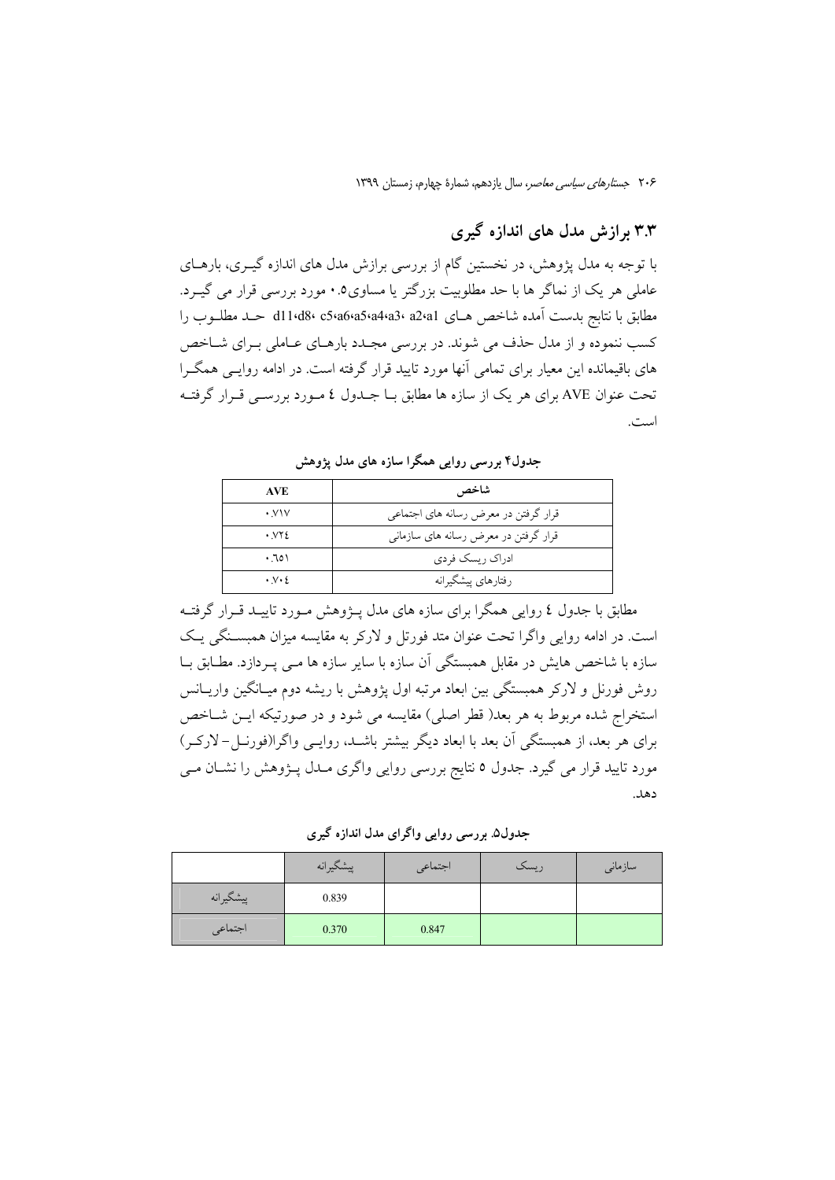## ۳.۳ برازش مدل های اندازه گیری

با توجه به مدل پژوهش، در نخستین گام از بررسی برازش مدل های اندازه گیـری، بارهـای عاملی هر یک از نماگر ها با حد مطلوبیت بزرگتر یا مساوی۰.۵ مورد بررسی قرار می گیـرد. مطابق با نتایج بدست آمده شاخص هـای d11،d8، c5،a6،a5،a4،a3، a2،a1 حـد مطلـوب را کسب ننموده و از مدل حذف می شوند. در بررسی مجـدد بارهـای عـاملی بـرای شـاخص های باقیمانده این معیار برای تمامی آنها مورد تایید قرار گرفته است. در ادامه روایـی همگـرا تحت عنوان AVE برای هر یک از سازه ها مطابق بـا جـدول ٤ مـورد بررسـی قـرار گرفتـه است.

**جدول۴ بررسی روایی همگرا سازه های مدل پژوهش**

| شاخص | AVE |
|---|---|
| قرار گرفتن در معرض رسانه های اجتماعی | ۰.۷۱۷ |
| قرار گرفتن در معرض رسانه های سازمانی | ۰.۷۲٤ |
| ادراک ریسک فردی | ۰.٦٥۱ |
| رفتارهای پیشگیرانه | ۰.۷۰٤ |

مطابق با جدول ٤ روایی همگرا برای سازه های مدل پـژوهش مـورد تاییـد قـرار گرفتـه است. در ادامه روایی واگرا تحت عنوان متد فورنل و لارکر به مقایسه میزان همبسـتگی یـک سازه با شاخص هایش در مقابل همبستگی آن سازه با سایر سازه ها مـی پـردازد. مطـابق بـا روش فورنل و لارکر همبستگی بین ابعاد مرتبه اول پژوهش با ریشه دوم میـانگین واریـانس استخراج شده مربوط به هر بعد( قطر اصلی) مقایسه می شود و در صورتیکه ایـن شـاخص برای هر بعد، از همبستگی آن بعد با ابعاد دیگر بیشتر باشـد، روایـی واگرا(فورنـل- لارکـر) مورد تایید قرار می گیرد. جدول ۵ نتایج بررسی روایی واگری مـدل پـژوهش را نشـان مـی دهد.

**جدول۵. بررسی روایی واگرای مدل اندازه گیری**

| | پیشگیرانه | اجتماعی | ریسک | سازمانی |
|---|---|---|---|---|
| پیشگیرانه | 0.839 | | | |
| اجتماعی | 0.370 | 0.847 | | |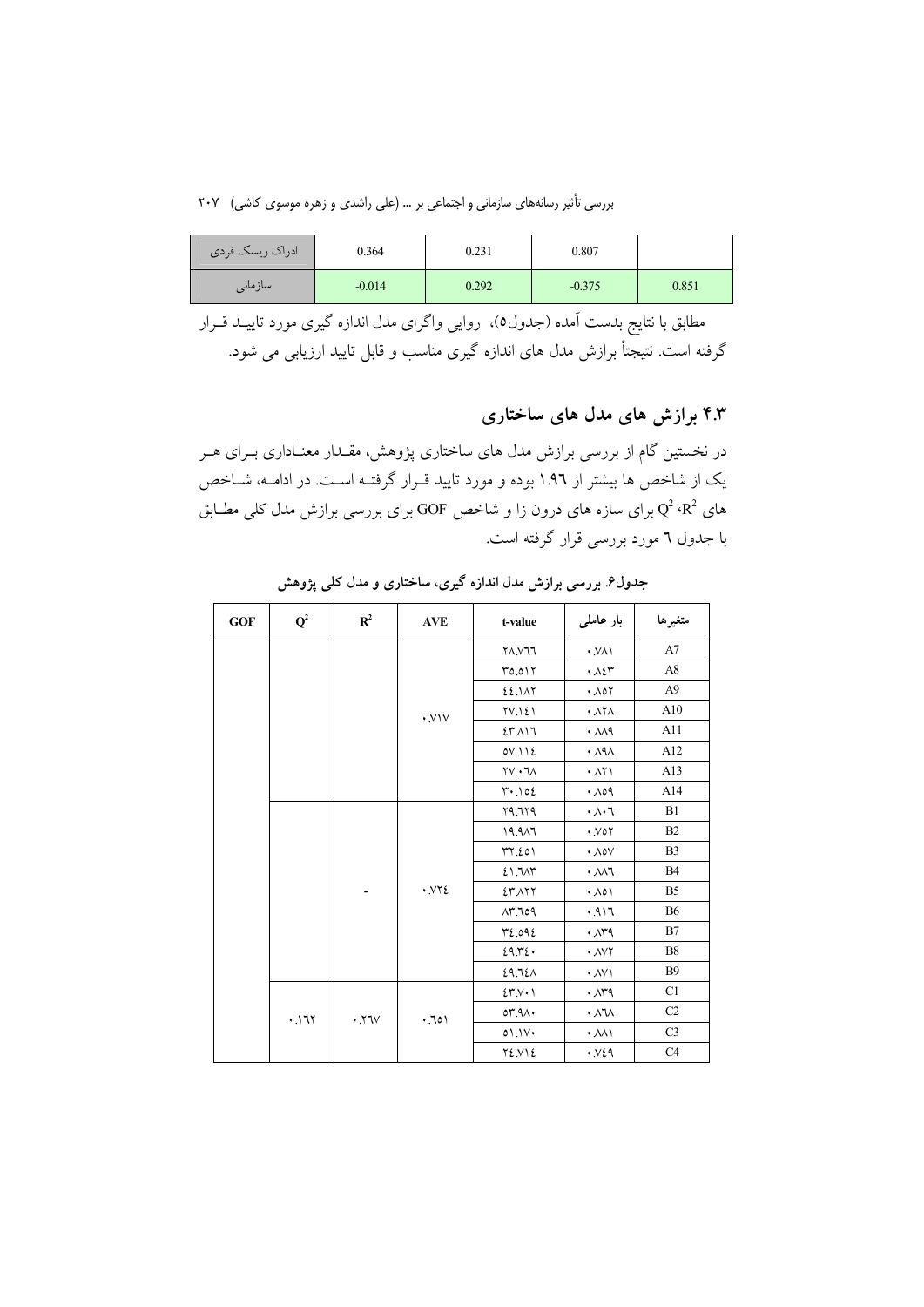| ادراک ریسک فردی | 0.364 | 0.231 | 0.807 | |
|---|---|---|---|---|
| سازمانی | -0.014 | 0.292 | -0.375 | 0.851 |

مطابق با نتایج بدست آمده (جدول۵)، روایی واگرای مدل اندازه گیری مورد تایید قرار گرفته است. نتیجتاً برازش مدل های اندازه گیری مناسب و قابل تایید ارزیابی می شود.

## ۴.۳ برازش های مدل های ساختاری

در نخستین گام از بررسی برازش مدل های ساختاری پژوهش، مقدار معناداری برای هر یک از شاخص ها بیشتر از ۱.۹۶ بوده و مورد تایید قرار گرفته است. در ادامه، شاخص های $R^2$، $Q^2$ برای سازه های درون زا و شاخص GOF برای بررسی برازش مدل کلی مطابق با جدول ٦ مورد بررسی قرار گرفته است.

**جدول۶. بررسی برازش مدل اندازه گیری، ساختاری و مدل کلی پژوهش**

| GOF | $Q^2$ | $R^2$ | AVE | t-value | بار عاملی | متغیرها |
|---|---|---|---|---|---|---|
| | | | ۰.۷۱۷ | ۲۸.۷٦٦ | ۰.۷۸۱ | A7 |
| | | | | ۳۵.۵۱۲ | ۰.۸٤۳ | A8 |
| | | | | ٤٤.۱۸۲ | ۰.۸۵۲ | A9 |
| | | | | ۲۷.۱٤۱ | ۰.۸۲۸ | A10 |
| | | | | ٤۳.۸۱٦ | ۰.۸۸۹ | A11 |
| | | | | ۵۷.۱۱٤ | ۰.۸۹۸ | A12 |
| | | | | ۲۷.۰٦۸ | ۰.۸۲۱ | A13 |
| | | | | ۳۰.۱۵٤ | ۰.۸۵۹ | A14 |
| | | - | ۰.۷۲٤ | ۲۹.٦۲۹ | ۰.۸۰٦ | B1 |
| | | | | ۱۹.۹۸٦ | ۰.۷۵۲ | B2 |
| | | | | ۳۲.٤۵۱ | ۰.۸۵۷ | B3 |
| | | | | ٤۱.٦۸۳ | ۰.۸۸٦ | B4 |
| | | | | ٤۳.۸۲۲ | ۰.۸۵۱ | B5 |
| | | | | ۸۳.٦۵۹ | ۰.۹۱٦ | B6 |
| | | | | ۳٤.۵۹٤ | ۰.۸۳۹ | B7 |
| | | | | ٤۹.۳٤۰ | ۰.۸۷۲ | B8 |
| | | | | ٤۹.٦٤۸ | ۰.۸۷۱ | B9 |
| | ۰.۱٦۲ | ۰.۲٦۷ | ۰.٦۵۱ | ٤۳.۷۰۱ | ۰.۸۳۹ | C1 |
| | | | | ۵۳.۹۸۰ | ۰.۸٦۸ | C2 |
| | | | | ۵۱.۱۷۰ | ۰.۸۸۱ | C3 |
| | | | | ۲٤.۷۱٤ | ۰.۷٤۹ | C4 |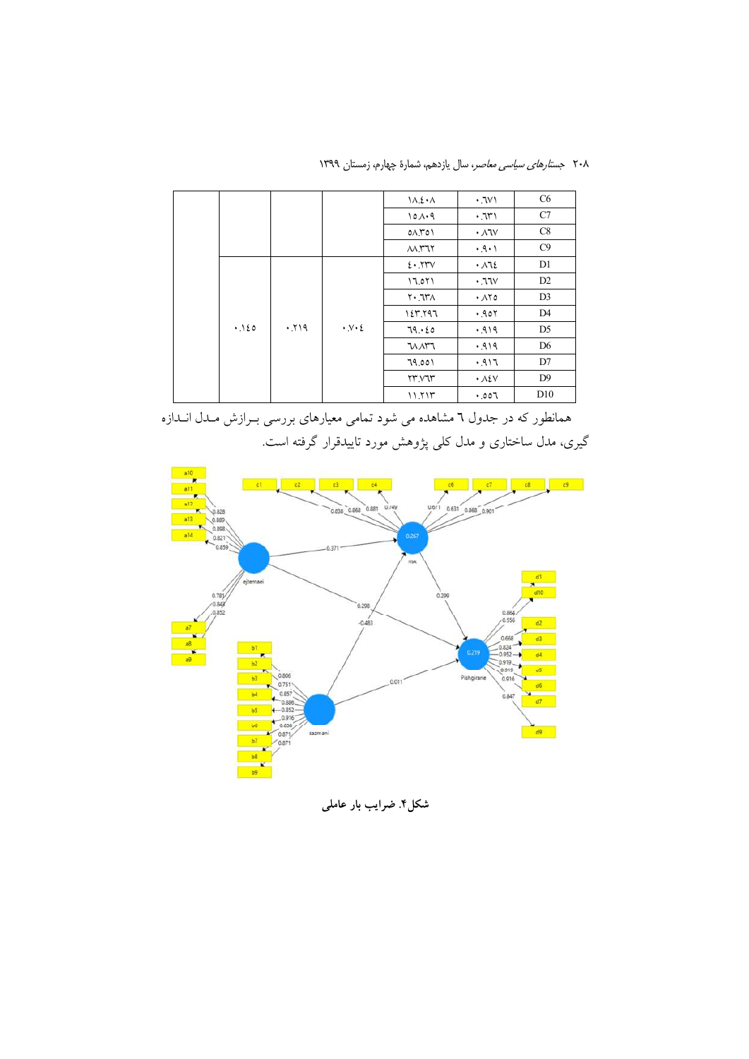| C6 | ۰.۶۷۱ | ۱۸.۴۰۸ | | | | |
|---|---|---|---|---|---|---|
| C7 | ۰.۶۳۱ | ۱۵.۸۰۹ | | | | |
| C8 | ۰.۸۶۷ | ۵۸.۳۵۱ | | | | |
| C9 | ۰.۹۰۱ | ۸۸.۳۶۲ | | | | |
| D1 | ۰.۸۶۴ | ۴۰.۲۳۷ | ۰.۷۰۴ | ۰.۲۱۹ | ۰.۱۴۵ | |
| D2 | ۰.۶۶۷ | ۱۶.۵۲۱ | | | | |
| D3 | ۰.۸۲۵ | ۲۰.۶۳۸ | | | | |
| D4 | ۰.۹۵۲ | ۱۴۳.۲۹۶ | | | | |
| D5 | ۰.۹۱۹ | ۶۹.۰۴۵ | | | | |
| D6 | ۰.۹۱۹ | ۶۸.۸۳۶ | | | | |
| D7 | ۰.۹۱۶ | ۶۹.۵۵۱ | | | | |
| D9 | ۰.۸۴۷ | ۲۳.۷۶۳ | | | | |
| D10 | ۰.۵۵۶ | ۱۱.۲۱۳ | | | | |

همانطور که در جدول ۶ مشاهده می شود تمامی معیارهای بررسی بـرازش مـدل انـدازه گیری، مدل ساختاری و مدل کلی پژوهش مورد تاییدقرار گرفته است.

**شکل۴. ضرایب بار عاملی**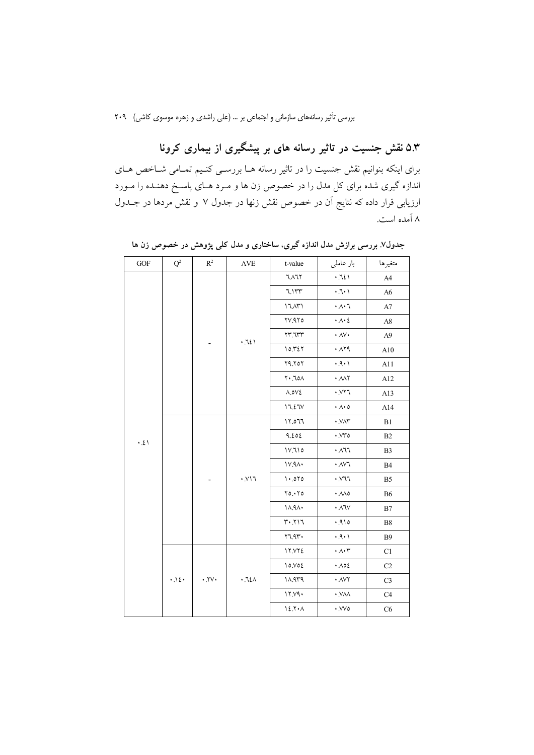## ۵.۳ نقش جنسیت در تاثیر رسانه های بر پیشگیری از بیماری کرونا

برای اینکه بتوانیم نقش جنسیت را در تاثیر رسانه ها بررسی کنیم تمامی شاخص های اندازه گیری شده برای کل مدل را در خصوص زن ها و مرد های پاسخ دهنده را مورد ارزیابی قرار داده که نتایج آن در خصوص نقش زنها در جدول ۷ و نقش مردها در جدول ۸ آمده است.

**جدول۷. بررسی برازش مدل اندازه گیری، ساختاری و مدل کلی پژوهش در خصوص زن ها**

| متغیرها | بار عاملی | t-value | AVE | $R^2$ | $Q^2$ | GOF |
|---|---|---|---|---|---|---|
| A4 | ۰.۶۴۱ | ۶.۸۶۲ | ۰.۶۴۱ | - | | ۰.۴۱ |
| A6 | ۰.۶۰۱ | ۶.۱۳۳ | | | | |
| A7 | ۰.۸۰۶ | ۱۶.۸۳۱ | | | | |
| A8 | ۰.۸۰۴ | ۲۷.۹۲۵ | | | | |
| A9 | ۰.۸۷۰ | ۲۳.۶۳۳ | | | | |
| A10 | ۰.۸۲۹ | ۱۵.۳۴۲ | | | | |
| A11 | ۰.۹۰۱ | ۲۹.۲۵۲ | | | | |
| A12 | ۰.۸۸۲ | ۲۰.۶۵۸ | | | | |
| A13 | ۰.۷۲۶ | ۸.۵۷۴ | | | | |
| A14 | ۰.۸۰۵ | ۱۶.۴۶۷ | | | | |
| B1 | ۰.۷۸۳ | ۱۲.۵۶۶ | ۰.۷۱۶ | - | | |
| B2 | ۰.۷۳۵ | ۹.۴۵۴ | | | | |
| B3 | ۰.۸۶۶ | ۱۷.۶۱۵ | | | | |
| B4 | ۰.۸۷۶ | ۱۷.۹۸۰ | | | | |
| B5 | ۰.۷۶۶ | ۱۰.۵۲۵ | | | | |
| B6 | ۰.۸۸۵ | ۲۵.۰۲۵ | | | | |
| B7 | ۰.۸۶۷ | ۱۸.۹۸۰ | | | | |
| B8 | ۰.۹۱۵ | ۳۰.۲۱۶ | | | | |
| B9 | ۰.۹۰۱ | ۲۶.۹۳۰ | | | | |
| C1 | ۰.۸۰۳ | ۱۲.۷۲۴ | ۰.۶۴۸ | ۰.۲۷۰ | ۰.۱۴۰ | |
| C2 | ۰.۸۵۴ | ۱۵.۷۵۴ | | | | |
| C3 | ۰.۸۷۲ | ۱۸.۹۳۹ | | | | |
| C4 | ۰.۷۸۸ | ۱۲.۷۹۰ | | | | |
| C6 | ۰.۷۷۵ | ۱۴.۲۰۸ | | | | |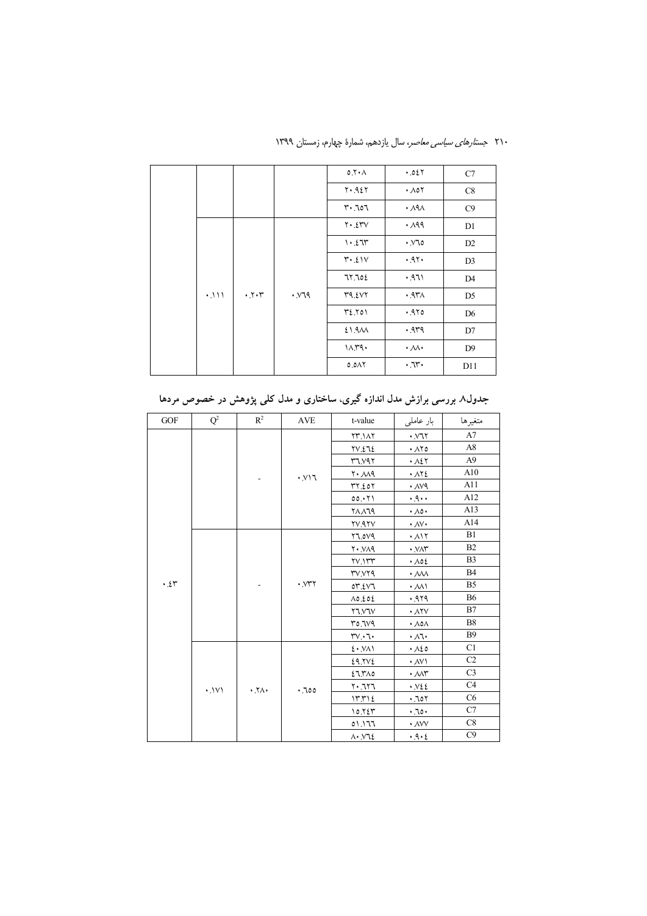| | | | | ۵.۲۰۸ | ۰.۵۴۲ | C7 |
|---|---|---|---|---|---|---|
| | | | | ۲۰.۹۴۲ | ۰.۸۵۲ | C8 |
| | | | | ۳۰.۶۵۶ | ۰.۸۹۸ | C9 |
| | ۰.۱۱۱ | ۰.۲۰۳ | ۰.۷۶۹ | ۲۰.۴۳۷ | ۰.۸۹۹ | D1 |
| | | | | ۱۰.۴۶۳ | ۰.۷۶۵ | D2 |
| | | | | ۳۰.۴۱۷ | ۰.۹۲۰ | D3 |
| | | | | ۶۲.۶۵۴ | ۰.۹۶۱ | D4 |
| | | | | ۳۹.۴۷۲ | ۰.۹۳۸ | D5 |
| | | | | ۳۴.۲۵۱ | ۰.۹۲۵ | D6 |
| | | | | ۴۱.۹۸۸ | ۰.۹۳۹ | D7 |
| | | | | ۱۸.۳۹۰ | ۰.۸۸۰ | D9 |
| | | | | ۵.۵۸۲ | ۰.۶۳۰ | D11 |

**جدول۸. بررسی برازش مدل اندازه گیری، ساختاری و مدل کلی پژوهش در خصوص مردها**

| GOF | $Q^2$ | $R^2$ | AVE | t-value | بار عاملی | متغیرها |
|---|---|---|---|---|---|---|
| ۰.۴۳ | | - | ۰.۷۱۶ | ۲۳.۱۸۲ | ۰.۷۶۲ | A7 |
| | | | | ۲۷.۴۶۴ | ۰.۸۲۵ | A8 |
| | | | | ۳۶.۷۹۲ | ۰.۸۴۲ | A9 |
| | | | | ۲۰.۸۸۹ | ۰.۸۲۴ | A10 |
| | | | | ۳۲.۴۵۲ | ۰.۸۷۹ | A11 |
| | | | | ۵۵.۰۲۱ | ۰.۹۰۰ | A12 |
| | | | | ۲۸.۸۶۹ | ۰.۸۵۰ | A13 |
| | | | | ۲۷.۹۲۷ | ۰.۸۷۰ | A14 |
| | | - | ۰.۷۳۲ | ۲۶.۵۷۹ | ۰.۸۱۲ | B1 |
| | | | | ۲۰.۷۸۹ | ۰.۷۸۳ | B2 |
| | | | | ۲۷.۱۳۳ | ۰.۸۵۴ | B3 |
| | | | | ۳۷.۷۲۹ | ۰.۸۸۸ | B4 |
| | | | | ۵۳.۴۷۶ | ۰.۸۸۱ | B5 |
| | | | | ۸۵.۴۵۴ | ۰.۹۲۹ | B6 |
| | | | | ۲۶.۷۶۷ | ۰.۸۲۷ | B7 |
| | | | | ۳۵.۶۷۹ | ۰.۸۵۸ | B8 |
| | | | | ۳۷.۰۶۰ | ۰.۸۶۰ | B9 |
| | ۰.۱۷۱ | ۰.۲۸۰ | ۰.۶۵۵ | ۴۰.۷۸۱ | ۰.۸۴۵ | C1 |
| | | | | ۴۹.۲۷۴ | ۰.۸۷۱ | C2 |
| | | | | ۴۶.۳۸۵ | ۰.۸۸۳ | C3 |
| | | | | ۲۰.۶۲۶ | ۰.۷۴۴ | C4 |
| | | | | ۱۳.۳۱۴ | ۰.۶۵۲ | C6 |
| | | | | ۱۵.۲۴۳ | ۰.۶۵۰ | C7 |
| | | | | ۵۱.۱۶۶ | ۰.۸۷۷ | C8 |
| | | | | ۸۰.۷۶۴ | ۰.۹۰۴ | C9 |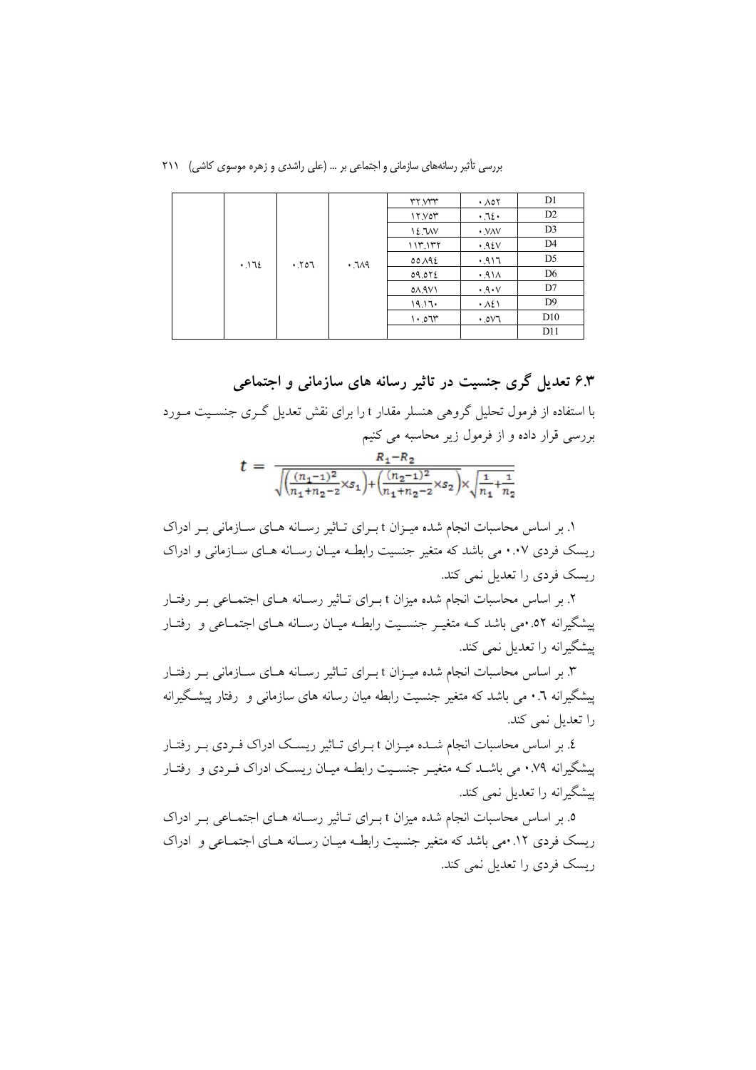| | | | | | |
|---|---|---|---|---|---|
| D1 | ۰.۸۵۲ | ۳۲.۷۳۳ | ۰.٦۸۹ | ۰.۲۵٦ | ۰.۱٦٤ |
| D2 | ۰.٦٤۰ | ۱۲.۷۵۳ | | | |
| D3 | ۰.۷۸۷ | ۱٤.٦۸۷ | | | |
| D4 | ۰.۹٤۷ | ۱۱۳.۱۳۲ | | | |
| D5 | ۰.۹۱٦ | ۵۵.۸۹٤ | | | |
| D6 | ۰.۹۱۸ | ۵۹.۵۲٤ | | | |
| D7 | ۰.۹۰۷ | ۵۸.۹۷۱ | | | |
| D9 | ۰.۸٤۱ | ۱۹.۱٦۰ | | | |
| D10 | ۰.۵۷٦ | ۱۰.۵٦۳ | | | |
| D11 | | | | | |

### ۶.۳ تعدیل گری جنسیت در تاثیر رسانه های سازمانی و اجتماعی

با استفاده از فرمول تحلیل گروهی هنسلر مقدار t را برای نقش تعدیل گری جنسیت مورد بررسی قرار داده و از فرمول زیر محاسبه می کنیم

$$t = \frac{R_1 - R_2}{\sqrt{\left(\frac{(n_1-1)^2}{n_1+n_2-2} \times s_1\right) + \left(\frac{(n_2-1)^2}{n_1+n_2-2} \times s_2\right)} \times \sqrt{\frac{1}{n_1} + \frac{1}{n_2}}}$$

۱. بر اساس محاسبات انجام شده میزان t برای تاثیر رسانه های سازمانی بر ادراک ریسک فردی ۰.۰۷ می باشد که متغیر جنسیت رابطه میان رسانه های سازمانی و ادراک ریسک فردی را تعدیل نمی کند.

۲. بر اساس محاسبات انجام شده میزان t برای تاثیر رسانه های اجتماعی بر رفتار پیشگیرانه ۰.۵۲می باشد که متغیر جنسیت رابطه میان رسانه های اجتماعی و رفتار پیشگیرانه را تعدیل نمی کند.

۳. بر اساس محاسبات انجام شده میزان t برای تاثیر رسانه های سازمانی بر رفتار پیشگیرانه ۰.٦ می باشد که متغیر جنسیت رابطه میان رسانه های سازمانی و رفتار پیشگیرانه را تعدیل نمی کند.

٤. بر اساس محاسبات انجام شده میزان t برای تاثیر ریسک ادراک فردی بر رفتار پیشگیرانه ۰.۷۹ می باشد که متغیر جنسیت رابطه میان ریسک ادراک فردی و رفتار پیشگیرانه را تعدیل نمی کند.

٥. بر اساس محاسبات انجام شده میزان t برای تاثیر رسانه های اجتماعی بر ادراک ریسک فردی ۰.۱۲می باشد که متغیر جنسیت رابطه میان رسانه های اجتماعی و ادراک ریسک فردی را تعدیل نمی کند.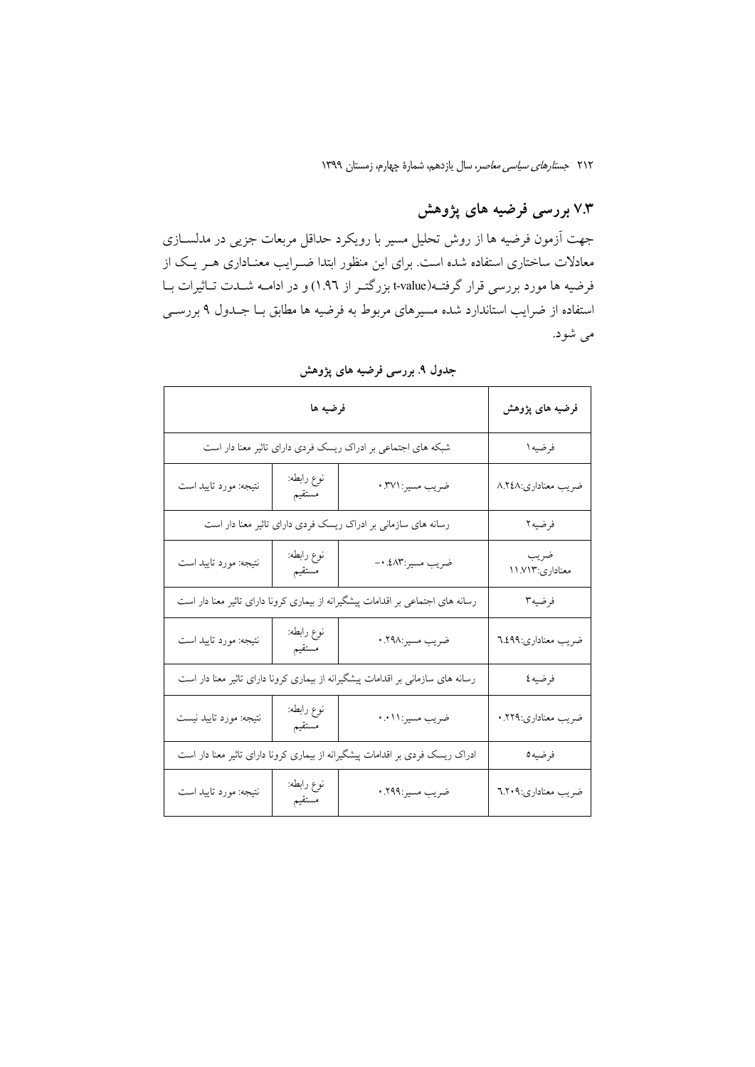## ۷.۳ بررسی فرضیه های پژوهش

جهت آزمون فرضیه ها از روش تحلیل مسیر با رویکرد حداقل مربعات جزیی در مدلسازی معادلات ساختاری استفاده شده است. برای این منظور ابتدا ضرایب معناداری هر یک از فرضیه ها مورد بررسی قرار گرفته(t-value بزرگتر از ۱.۹٦) و در ادامه شدت تاثیرات با استفاده از ضرایب استاندارد شده مسیرهای مربوط به فرضیه ها مطابق با جدول ۹ بررسی می شود.

**جدول ۹. بررسی فرضیه های پژوهش**

| فرضیه های پژوهش | فرضیه ها | | |
|---|---|---|---|
| فرضیه۱ | شبکه های اجتماعی بر ادراک ریسک فردی دارای تاثیر معنا دار است | | |
| ضریب معناداری:۸.۲٤۸ | ضریب مسیر:۰.۳۷۱ | نوع رابطه: مستقیم | نتیجه: مورد تایید است |
| فرضیه۲ | رسانه های سازمانی بر ادراک ریسک فردی دارای تاثیر معنا دار است | | |
| ضریب معناداری:۱۱.۷۱۳ | ضریب مسیر:۰.٤۸۳- | نوع رابطه: مستقیم | نتیجه: مورد تایید است |
| فرضیه۳ | رسانه های اجتماعی بر اقدامات پیشگیرانه از بیماری کرونا دارای تاثیر معنا دار است | | |
| ضریب معناداری:٦.٤۹۹ | ضریب مسیر:۰.۲۹۸ | نوع رابطه: مستقیم | نتیجه: مورد تایید است |
| فرضیه٤ | رسانه های سازمانی بر اقدامات پیشگیرانه از بیماری کرونا دارای تاثیر معنا دار است | | |
| ضریب معناداری:۰.۲۲۹ | ضریب مسیر:۰.۰۱۱ | نوع رابطه: مستقیم | نتیجه: مورد تایید نیست |
| فرضیه٥ | ادراک ریسک فردی بر اقدامات پیشگیرانه از بیماری کرونا دارای تاثیر معنا دار است | | |
| ضریب معناداری:٦.۲۰۹ | ضریب مسیر:۰.۲۹۹ | نوع رابطه: مستقیم | نتیجه: مورد تایید است |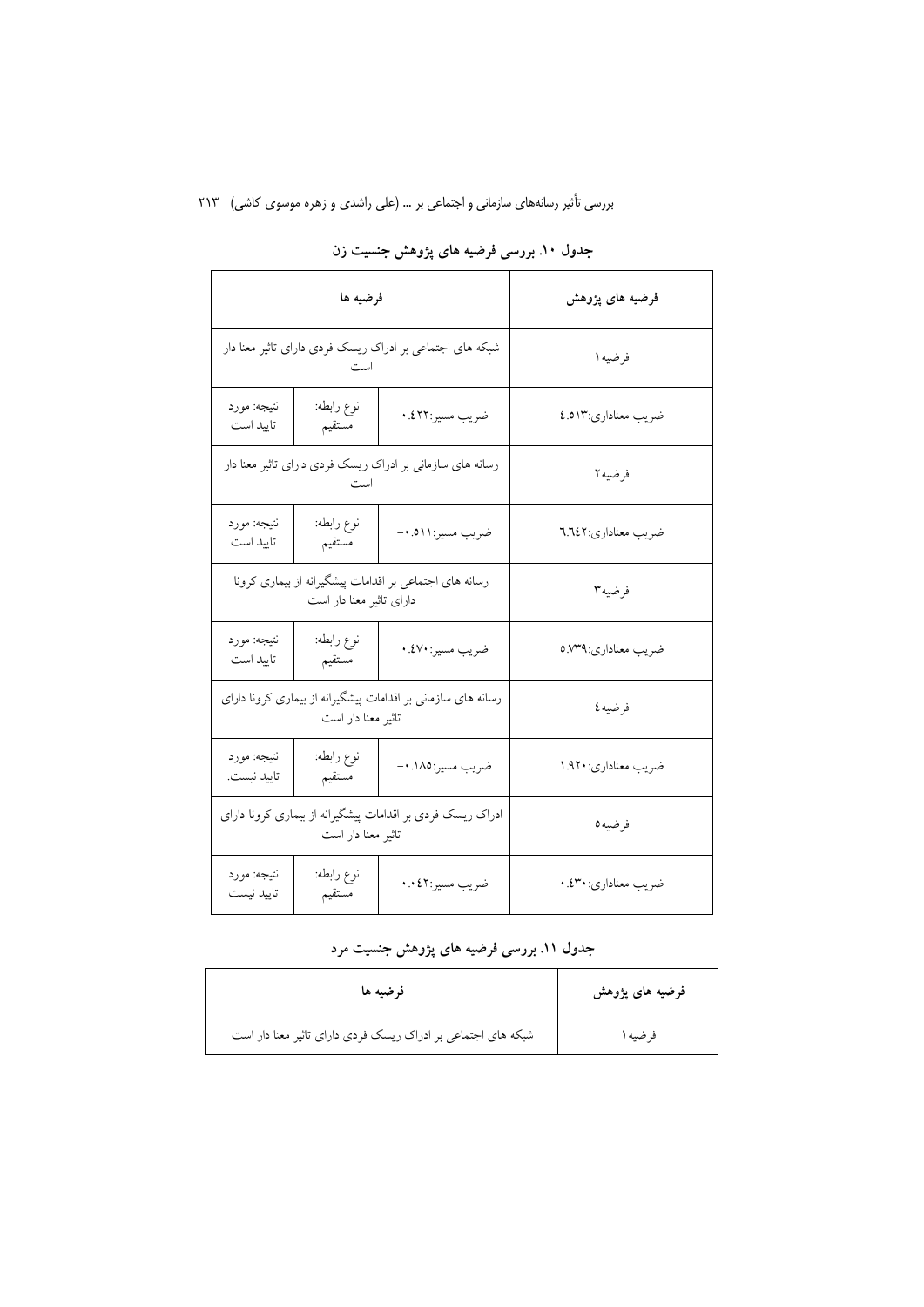**جدول ۱۰. بررسی فرضیه های پژوهش جنسیت زن**

| فرضیه های پژوهش | فرضیه ها | | |
| --- | --- | --- | --- |
| فرضیه۱ | شبکه های اجتماعی بر ادراک ریسک فردی دارای تاثیر معنا دار است | | |
| ضریب معناداری:۴.۵۱۳ | ضریب مسیر:۰.۴۲۲ | نوع رابطه: مستقیم | نتیجه: مورد تایید است |
| فرضیه۲ | رسانه های سازمانی بر ادراک ریسک فردی دارای تاثیر معنا دار است | | |
| ضریب معناداری:۶.۶۴۲ | ضریب مسیر:۰.۵۱۱- | نوع رابطه: مستقیم | نتیجه: مورد تایید است |
| فرضیه۳ | رسانه های اجتماعی بر اقدامات پیشگیرانه از بیماری کرونا دارای تاثیر معنا دار است | | |
| ضریب معناداری:۵.۷۳۹ | ضریب مسیر:۰.۴۷۰ | نوع رابطه: مستقیم | نتیجه: مورد تایید است |
| فرضیه۴ | رسانه های سازمانی بر اقدامات پیشگیرانه از بیماری کرونا دارای تاثیر معنا دار است | | |
| ضریب معناداری:۱.۹۲۰ | ضریب مسیر:۰.۱۸۵- | نوع رابطه: مستقیم | نتیجه: مورد تایید نیست. |
| فرضیه۵ | ادراک ریسک فردی بر اقدامات پیشگیرانه از بیماری کرونا دارای تاثیر معنا دار است | | |
| ضریب معناداری:۰.۴۳۰ | ضریب مسیر:۰.۰۴۲ | نوع رابطه: مستقیم | نتیجه: مورد تایید نیست |

**جدول ۱۱. بررسی فرضیه های پژوهش جنسیت مرد**

| فرضیه های پژوهش | فرضیه ها |
| --- | --- |
| فرضیه۱ | شبکه های اجتماعی بر ادراک ریسک فردی دارای تاثیر معنا دار است |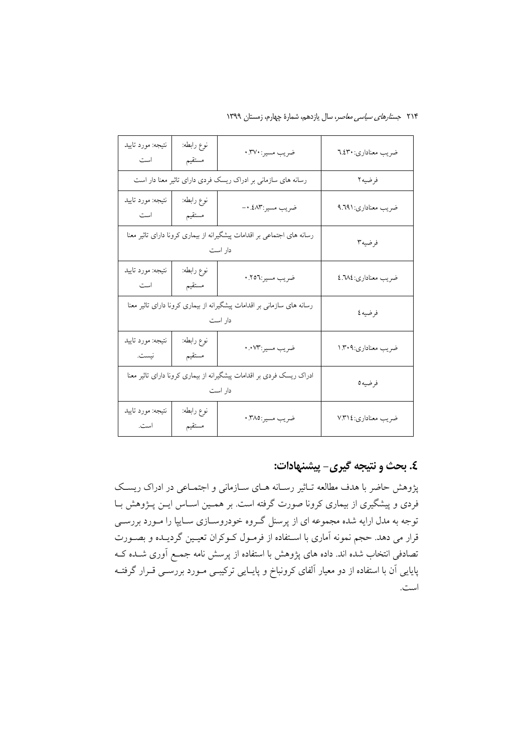| ضریب معناداری:۶.۴۳۰ | ضریب مسیر:۰.۳۷۰ | نوع رابطه: مستقیم | نتیجه: مورد تایید است |
| --- | --- | --- | --- |
| فرضیه۲ | رسانه های سازمانی بر ادراک ریسک فردی دارای تاثیر معنا دار است | | |
| ضریب معناداری:۹.۶۹۱ | ضریب مسیر:۰.۴۸۳- | نوع رابطه: مستقیم | نتیجه: مورد تایید است |
| فرضیه۳ | رسانه های اجتماعی بر اقدامات پیشگیرانه از بیماری کرونا دارای تاثیر معنا دار است | | |
| ضریب معناداری:۴.۶۸۴ | ضریب مسیر:۰.۲۵۶ | نوع رابطه: مستقیم | نتیجه: مورد تایید است |
| فرضیه۴ | رسانه های سازمانی بر اقدامات پیشگیرانه از بیماری کرونا دارای تاثیر معنا دار است | | |
| ضریب معناداری:۱.۳۰۹ | ضریب مسیر:۰.۰۷۳ | نوع رابطه: مستقیم | نتیجه: مورد تایید نیست. |
| فرضیه۵ | ادراک ریسک فردی بر اقدامات پیشگیرانه از بیماری کرونا دارای تاثیر معنا دار است | | |
| ضریب معناداری:۷.۳۱۴ | ضریب مسیر:۰.۳۸۵ | نوع رابطه: مستقیم | نتیجه: مورد تایید است. |

## ۴. بحث و نتیجه گیری- پیشنهادات:

پژوهش حاضر با هدف مطالعه تاثیر رسانه های سازمانی و اجتماعی در ادراک ریسک فردی و پیشگیری از بیماری کرونا صورت گرفته است. بر همین اساس این پژوهش با توجه به مدل ارایه شده مجموعه ای از پرسنل گروه خودروسازی سایپا را مورد بررسی قرار می دهد. حجم نمونه آماری با استفاده از فرمول کوکران تعیین گردیده و بصورت تصادفی انتخاب شده اند. داده های پژوهش با استفاده از پرسش نامه جمع آوری شده که پایایی آن با استفاده از دو معیار آلفای کرونباخ و پایایی ترکیبی مورد بررسی قرار گرفته است.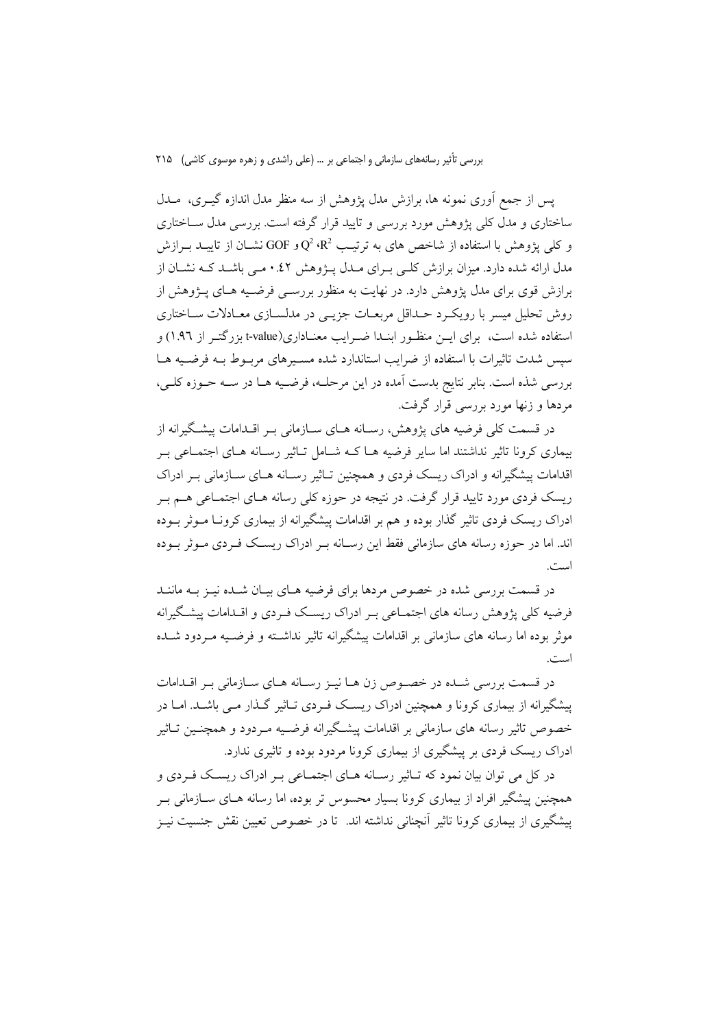پس از جمع آوری نمونه ها، برازش مدل پژوهش از سه منظر مدل اندازه گیری، مدل ساختاری و مدل کلی پژوهش مورد بررسی و تایید قرار گرفته است. بررسی مدل ساختاری و کلی پژوهش با استفاده از شاخص های به ترتیب $R^2$، $Q^2$ و GOF نشان از تایید برازش مدل ارائه شده دارد. میزان برازش کلی برای مدل پژوهش ۰.۴۲ می باشد که نشان از برازش قوی برای مدل پژوهش دارد. در نهایت به منظور بررسی فرضیه های پژوهش از روش تحلیل میسر با رویکرد حداقل مربعات جزیی در مدلسازی معادلات ساختاری استفاده شده است، برای این منظور ابتدا ضرایب معناداری(t-value بزرگتر از ۱.۹۶) و سپس شدت تاثیرات با استفاده از ضرایب استاندارد شده مسیرهای مربوط به فرضیه ها بررسی شذه است. بنابر نتایج بدست آمده در این مرحله، فرضیه ها در سه حوزه کلی، مردها و زنها مورد بررسی قرار گرفت.

در قسمت کلی فرضیه های پژوهش، رسانه های سازمانی بر اقدامات پیشگیرانه از بیماری کرونا تاثیر نداشتند اما سایر فرضیه ها که شامل تاثیر رسانه های اجتماعی بر اقدامات پیشگیرانه و ادراک ریسک فردی و همچنین تاثیر رسانه های سازمانی بر ادراک ریسک فردی مورد تایید قرار گرفت. در نتیجه در حوزه کلی رسانه های اجتماعی هم بر ادراک ریسک فردی تاثیر گذار بوده و هم بر اقدامات پیشگیرانه از بیماری کرونا موثر بوده اند. اما در حوزه رسانه های سازمانی فقط این رسانه بر ادراک ریسک فردی موثر بوده است.

در قسمت بررسی شده در خصوص مردها برای فرضیه های بیان شده نیز به مانند فرضیه کلی پژوهش رسانه های اجتماعی بر ادراک ریسک فردی و اقدامات پیشگیرانه موثر بوده اما رسانه های سازمانی بر اقدامات پیشگیرانه تاثیر نداشته و فرضیه مردود شده است.

در قسمت بررسی شده در خصوص زن ها نیز رسانه های سازمانی بر اقدامات پیشگیرانه از بیماری کرونا و همچنین ادراک ریسک فردی تاثیر گذار می باشد. اما در خصوص تاثیر رسانه های سازمانی بر اقدامات پیشگیرانه فرضیه مردود و همچنین تاثیر ادراک ریسک فردی بر پیشگیری از بیماری کرونا مردود بوده و تاثیری ندارد.

در کل می توان بیان نمود که تاثیر رسانه های اجتماعی بر ادراک ریسک فردی و همچنین پیشگیر افراد از بیماری کرونا بسیار محسوس تر بوده، اما رسانه های سازمانی بر پیشگیری از بیماری کرونا تاثیر آنچنانی نداشته اند. تا در خصوص تعیین نقش جنسیت نیز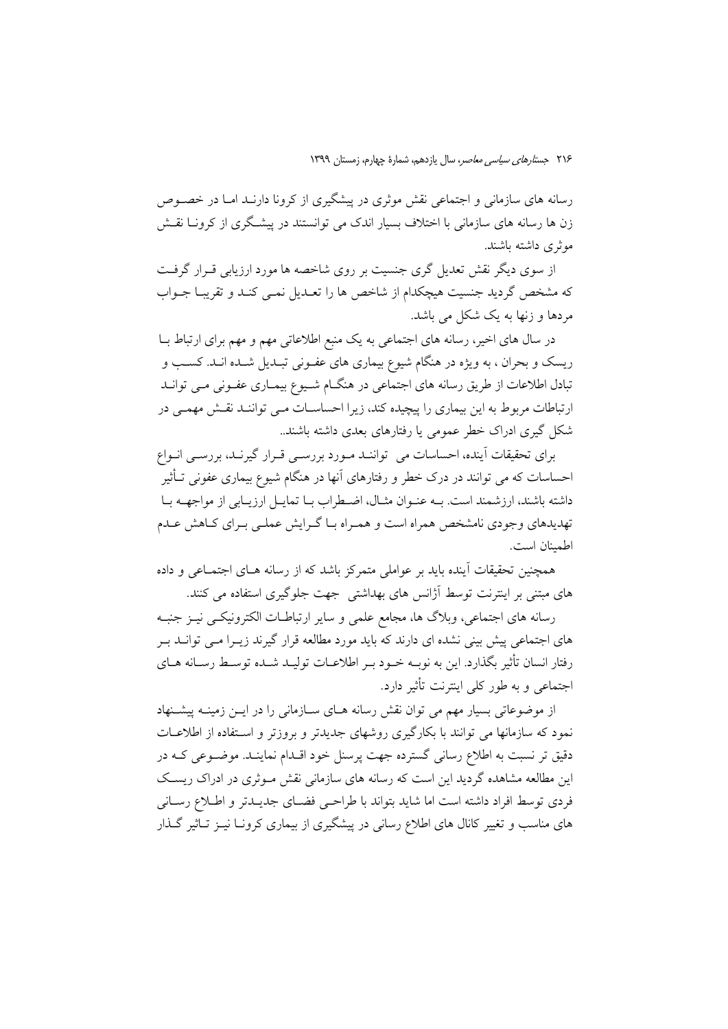رسانه های سازمانی و اجتماعی نقش موثری در پیشگیری از کرونا دارنـد امـا در خصـوص زن ها رسانه های سازمانی با اختلاف بسیار اندک می توانستند در پیشـگری از کرونـا نقـش موثری داشته باشند.

از سوی دیگر نقش تعدیل گری جنسیت بر روی شاخصه ها مورد ارزیابی قـرار گرفـت که مشخص گردید جنسیت هیچکدام از شاخص ها را تعـدیل نمـی کنـد و تقریبـا جـواب مردها و زنها به یک شکل می باشد.

در سال های اخیر، رسانه های اجتماعی به یک منبع اطلاعاتی مهم و مهم برای ارتباط بـا ریسک و بحران ، به ویژه در هنگام شیوع بیماری های عفـونی تبـدیل شـده انـد. کسـب و تبادل اطلاعات از طریق رسانه های اجتماعی در هنگـام شـیوع بیمـاری عفـونی مـی توانـد ارتباطات مربوط به این بیماری را پیچیده کند، زیرا احساسـات مـی تواننـد نقـش مهمـی در شکل گیری ادراک خطر عمومی یا رفتارهای بعدی داشته باشند..

برای تحقیقات آینده، احساسات می تواننـد مـورد بررسـی قـرار گیرنـد، بررسـی انـواع احساسات که می توانند در درک خطر و رفتارهای آنها در هنگام شیوع بیماری عفونی تـأثیر داشته باشند، ارزشمند است. بـه عنـوان مثـال، اضـطراب بـا تمایـل ارزیـابی از مواجهـه بـا تهدیدهای وجودی نامشخص همراه است و همـراه بـا گـرایش عملـی بـرای کـاهش عـدم اطمینان است.

همچنین تحقیقات آینده باید بر عواملی متمرکز باشد که از رسانه هـای اجتمـاعی و داده های مبتنی بر اینترنت توسط آژانس های بهداشتی جهت جلوگیری استفاده می کنند.

رسانه های اجتماعی، وبلاگ ها، مجامع علمی و سایر ارتباطـات الکترونیکـی نیـز جنبـه های اجتماعی پیش بینی نشده ای دارند که باید مورد مطالعه قرار گیرند زیـرا مـی توانـد بـر رفتار انسان تأثیر بگذارد. این به نوبـه خـود بـر اطلاعـات تولیـد شـده توسـط رسـانه هـای اجتماعی و به طور کلی اینترنت تأثیر دارد.

از موضوعاتی بسیار مهم می توان نقش رسانه هـای سـازمانی را در ایـن زمینـه پیشـنهاد نمود که سازمانها می توانند با بکارگیری روشهای جدیدتر و بروزتر و اسـتفاده از اطلاعـات دقیق تر نسبت به اطلاع رسانی گسترده جهت پرسنل خود اقـدام نماینـد. موضـوعی کـه در این مطالعه مشاهده گردید این است که رسانه های سازمانی نقش مـوثری در ادراک ریسـک فردی توسط افراد داشته است اما شاید بتواند با طراحـی فضـای جدیـدتر و اطـلاع رسـانی های مناسب و تغییر کانال های اطلاع رسانی در پیشگیری از بیماری کرونـا نیـز تـاثیر گـذار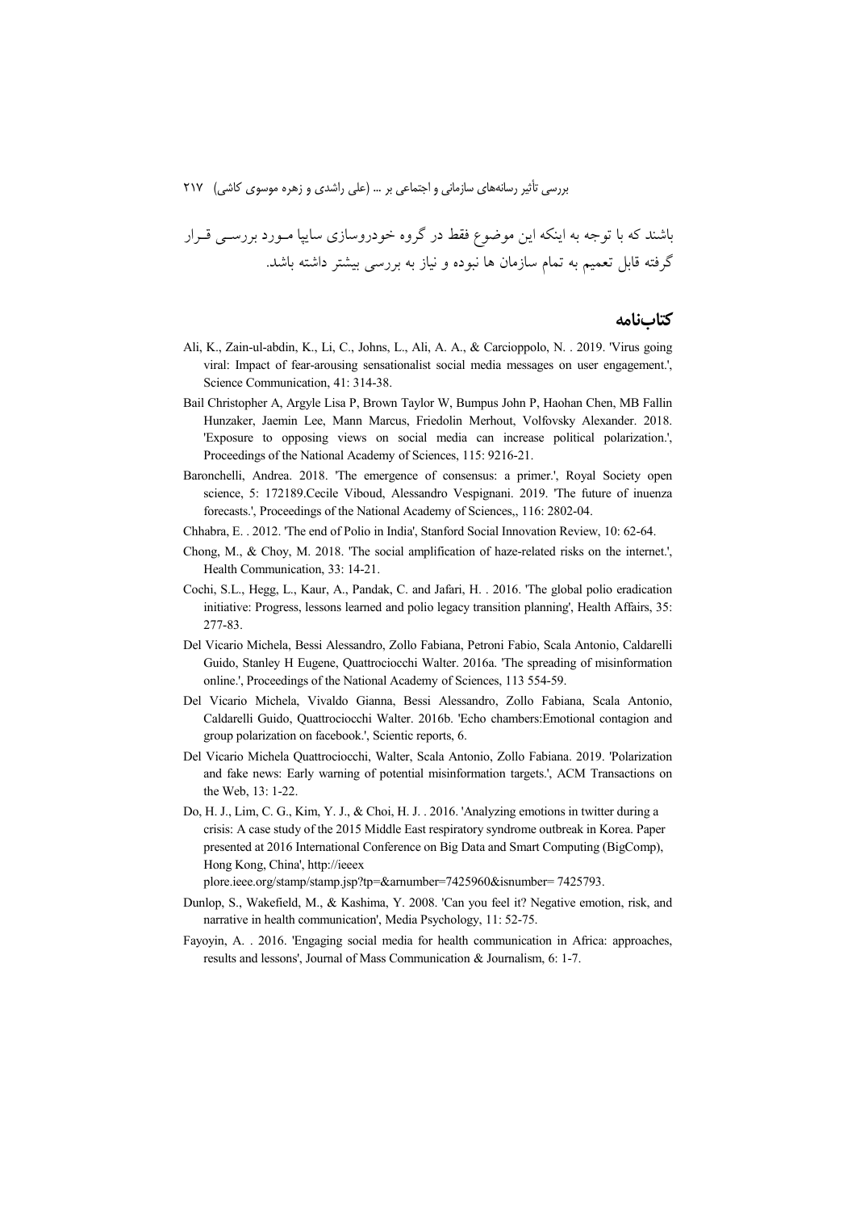باشند که با توجه به اینکه این موضوع فقط در گروه خودروسازی سایپا مـورد بررسـی قـرار گرفته قابل تعمیم به تمام سازمان ها نبوده و نیاز به بررسی بیشتر داشته باشد.

## کتاب‌نامه

Ali, K., Zain-ul-abdin, K., Li, C., Johns, L., Ali, A. A., & Carcioppolo, N. . 2019. 'Virus going viral: Impact of fear-arousing sensationalist social media messages on user engagement.', Science Communication, 41: 314-38.

Bail Christopher A, Argyle Lisa P, Brown Taylor W, Bumpus John P, Haohan Chen, MB Fallin Hunzaker, Jaemin Lee, Mann Marcus, Friedolin Merhout, Volfovsky Alexander. 2018. 'Exposure to opposing views on social media can increase political polarization.', Proceedings of the National Academy of Sciences, 115: 9216-21.

Baronchelli, Andrea. 2018. 'The emergence of consensus: a primer.', Royal Society open science, 5: 172189.Cecile Viboud, Alessandro Vespignani. 2019. 'The future of inuenza forecasts.', Proceedings of the National Academy of Sciences,, 116: 2802-04.

Chhabra, E. . 2012. 'The end of Polio in India', Stanford Social Innovation Review, 10: 62-64.

Chong, M., & Choy, M. 2018. 'The social amplification of haze-related risks on the internet.', Health Communication, 33: 14-21.

Cochi, S.L., Hegg, L., Kaur, A., Pandak, C. and Jafari, H. . 2016. 'The global polio eradication initiative: Progress, lessons learned and polio legacy transition planning', Health Affairs, 35: 277-83.

Del Vicario Michela, Bessi Alessandro, Zollo Fabiana, Petroni Fabio, Scala Antonio, Caldarelli Guido, Stanley H Eugene, Quattrociocchi Walter. 2016a. 'The spreading of misinformation online.', Proceedings of the National Academy of Sciences, 113 554-59.

Del Vicario Michela, Vivaldo Gianna, Bessi Alessandro, Zollo Fabiana, Scala Antonio, Caldarelli Guido, Quattrociocchi Walter. 2016b. 'Echo chambers:Emotional contagion and group polarization on facebook.', Scientic reports, 6.

Del Vicario Michela Quattrociocchi, Walter, Scala Antonio, Zollo Fabiana. 2019. 'Polarization and fake news: Early warning of potential misinformation targets.', ACM Transactions on the Web, 13: 1-22.

Do, H. J., Lim, C. G., Kim, Y. J., & Choi, H. J. . 2016. 'Analyzing emotions in twitter during a crisis: A case study of the 2015 Middle East respiratory syndrome outbreak in Korea. Paper presented at 2016 International Conference on Big Data and Smart Computing (BigComp), Hong Kong, China', http://ieeex plore.ieee.org/stamp/stamp.jsp?tp=&arnumber=7425960&isnumber= 7425793.

Dunlop, S., Wakefield, M., & Kashima, Y. 2008. 'Can you feel it? Negative emotion, risk, and narrative in health communication', Media Psychology, 11: 52-75.

Fayoyin, A. . 2016. 'Engaging social media for health communication in Africa: approaches, results and lessons', Journal of Mass Communication & Journalism, 6: 1-7.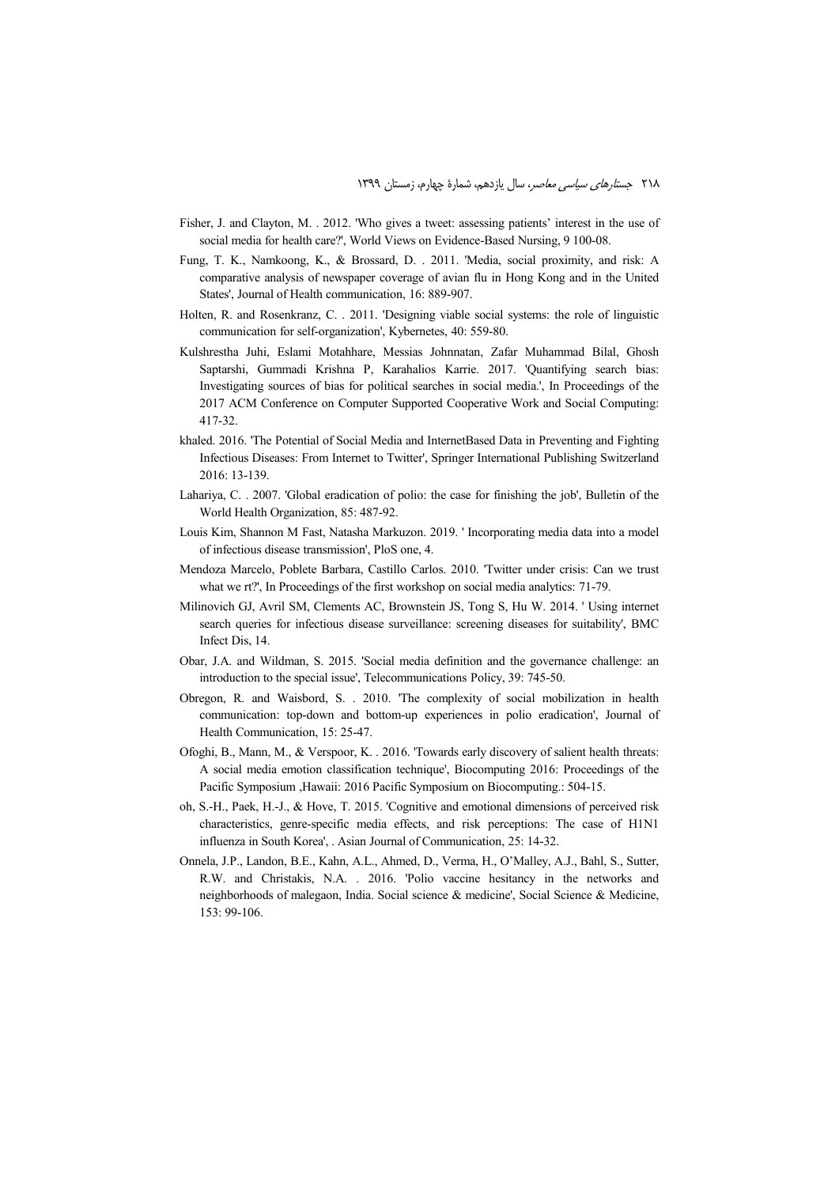Fisher, J. and Clayton, M. . 2012. 'Who gives a tweet: assessing patients' interest in the use of social media for health care?', World Views on Evidence-Based Nursing, 9 100-08.

Fung, T. K., Namkoong, K., & Brossard, D. . 2011. 'Media, social proximity, and risk: A comparative analysis of newspaper coverage of avian flu in Hong Kong and in the United States', Journal of Health communication, 16: 889-907.

Holten, R. and Rosenkranz, C. . 2011. 'Designing viable social systems: the role of linguistic communication for self-organization', Kybernetes, 40: 559-80.

Kulshrestha Juhi, Eslami Motahhare, Messias Johnnatan, Zafar Muhammad Bilal, Ghosh Saptarshi, Gummadi Krishna P, Karahalios Karrie. 2017. 'Quantifying search bias: Investigating sources of bias for political searches in social media.', In Proceedings of the 2017 ACM Conference on Computer Supported Cooperative Work and Social Computing: 417-32.

khaled. 2016. 'The Potential of Social Media and InternetBased Data in Preventing and Fighting Infectious Diseases: From Internet to Twitter', Springer International Publishing Switzerland 2016: 13-139.

Lahariya, C. . 2007. 'Global eradication of polio: the case for finishing the job', Bulletin of the World Health Organization, 85: 487-92.

Louis Kim, Shannon M Fast, Natasha Markuzon. 2019. ' Incorporating media data into a model of infectious disease transmission', PloS one, 4.

Mendoza Marcelo, Poblete Barbara, Castillo Carlos. 2010. 'Twitter under crisis: Can we trust what we rt?', In Proceedings of the first workshop on social media analytics: 71-79.

Milinovich GJ, Avril SM, Clements AC, Brownstein JS, Tong S, Hu W. 2014. ' Using internet search queries for infectious disease surveillance: screening diseases for suitability', BMC Infect Dis, 14.

Obar, J.A. and Wildman, S. 2015. 'Social media definition and the governance challenge: an introduction to the special issue', Telecommunications Policy, 39: 745-50.

Obregon, R. and Waisbord, S. . 2010. 'The complexity of social mobilization in health communication: top-down and bottom-up experiences in polio eradication', Journal of Health Communication, 15: 25-47.

Ofoghi, B., Mann, M., & Verspoor, K. . 2016. 'Towards early discovery of salient health threats: A social media emotion classification technique', Biocomputing 2016: Proceedings of the Pacific Symposium ,Hawaii: 2016 Pacific Symposium on Biocomputing.: 504-15.

oh, S.-H., Paek, H.-J., & Hove, T. 2015. 'Cognitive and emotional dimensions of perceived risk characteristics, genre-specific media effects, and risk perceptions: The case of H1N1 influenza in South Korea', . Asian Journal of Communication, 25: 14-32.

Onnela, J.P., Landon, B.E., Kahn, A.L., Ahmed, D., Verma, H., O'Malley, A.J., Bahl, S., Sutter, R.W. and Christakis, N.A. . 2016. 'Polio vaccine hesitancy in the networks and neighborhoods of malegaon, India. Social science & medicine', Social Science & Medicine, 153: 99-106.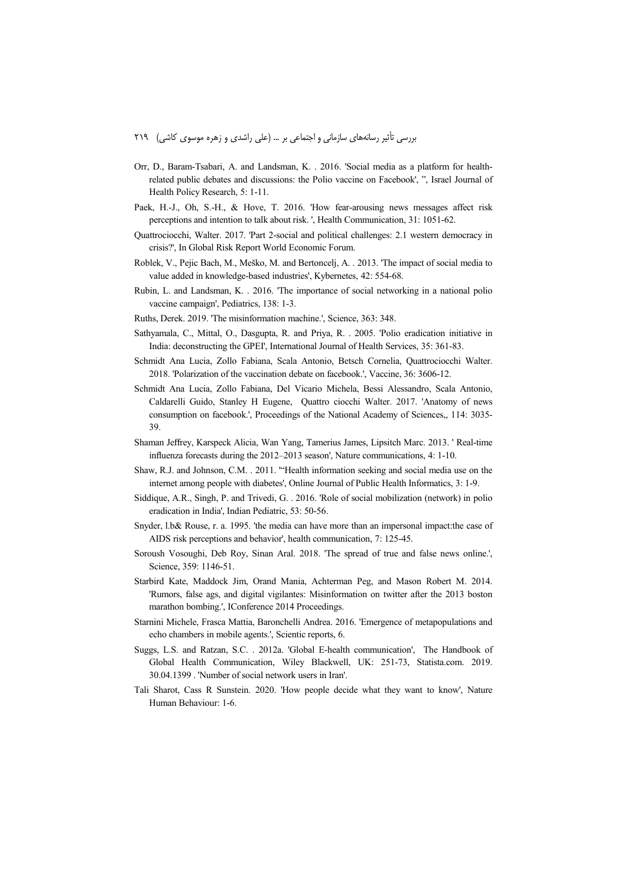Orr, D., Baram-Tsabari, A. and Landsman, K. . 2016. 'Social media as a platform for health-related public debates and discussions: the Polio vaccine on Facebook', ", Israel Journal of Health Policy Research, 5: 1-11.

Paek, H.-J., Oh, S.-H., & Hove, T. 2016. 'How fear-arousing news messages affect risk perceptions and intention to talk about risk. ', Health Communication, 31: 1051-62.

Quattrociocchi, Walter. 2017. 'Part 2-social and political challenges: 2.1 western democracy in crisis?', In Global Risk Report World Economic Forum.

Roblek, V., Pejic Bach, M., Meško, M. and Bertoncelj, A. . 2013. 'The impact of social media to value added in knowledge-based industries', Kybernetes, 42: 554-68.

Rubin, L. and Landsman, K. . 2016. 'The importance of social networking in a national polio vaccine campaign', Pediatrics, 138: 1-3.

Ruths, Derek. 2019. 'The misinformation machine.', Science, 363: 348.

Sathyamala, C., Mittal, O., Dasgupta, R. and Priya, R. . 2005. 'Polio eradication initiative in India: deconstructing the GPEI', International Journal of Health Services, 35: 361-83.

Schmidt Ana Lucia, Zollo Fabiana, Scala Antonio, Betsch Cornelia, Quattrociocchi Walter. 2018. 'Polarization of the vaccination debate on facebook.', Vaccine, 36: 3606-12.

Schmidt Ana Lucia, Zollo Fabiana, Del Vicario Michela, Bessi Alessandro, Scala Antonio, Caldarelli Guido, Stanley H Eugene, Quattro ciocchi Walter. 2017. 'Anatomy of news consumption on facebook.', Proceedings of the National Academy of Sciences,, 114: 3035-39.

Shaman Jeffrey, Karspeck Alicia, Wan Yang, Tamerius James, Lipsitch Marc. 2013. ' Real-time influenza forecasts during the 2012–2013 season', Nature communications, 4: 1-10.

Shaw, R.J. and Johnson, C.M. . 2011. '"Health information seeking and social media use on the internet among people with diabetes', Online Journal of Public Health Informatics, 3: 1-9.

Siddique, A.R., Singh, P. and Trivedi, G. . 2016. 'Role of social mobilization (network) in polio eradication in India', Indian Pediatric, 53: 50-56.

Snyder, l.b& Rouse, r. a. 1995. 'the media can have more than an impersonal impact:the case of AIDS risk perceptions and behavior', health communication, 7: 125-45.

Soroush Vosoughi, Deb Roy, Sinan Aral. 2018. 'The spread of true and false news online.', Science, 359: 1146-51.

Starbird Kate, Maddock Jim, Orand Mania, Achterman Peg, and Mason Robert M. 2014. 'Rumors, false ags, and digital vigilantes: Misinformation on twitter after the 2013 boston marathon bombing.', IConference 2014 Proceedings.

Starnini Michele, Frasca Mattia, Baronchelli Andrea. 2016. 'Emergence of metapopulations and echo chambers in mobile agents.', Scientic reports, 6.

Suggs, L.S. and Ratzan, S.C. . 2012a. 'Global E-health communication', The Handbook of Global Health Communication, Wiley Blackwell, UK: 251-73, Statista.com. 2019. 30.04.1399 . 'Number of social network users in Iran'.

Tali Sharot, Cass R Sunstein. 2020. 'How people decide what they want to know', Nature Human Behaviour: 1-6.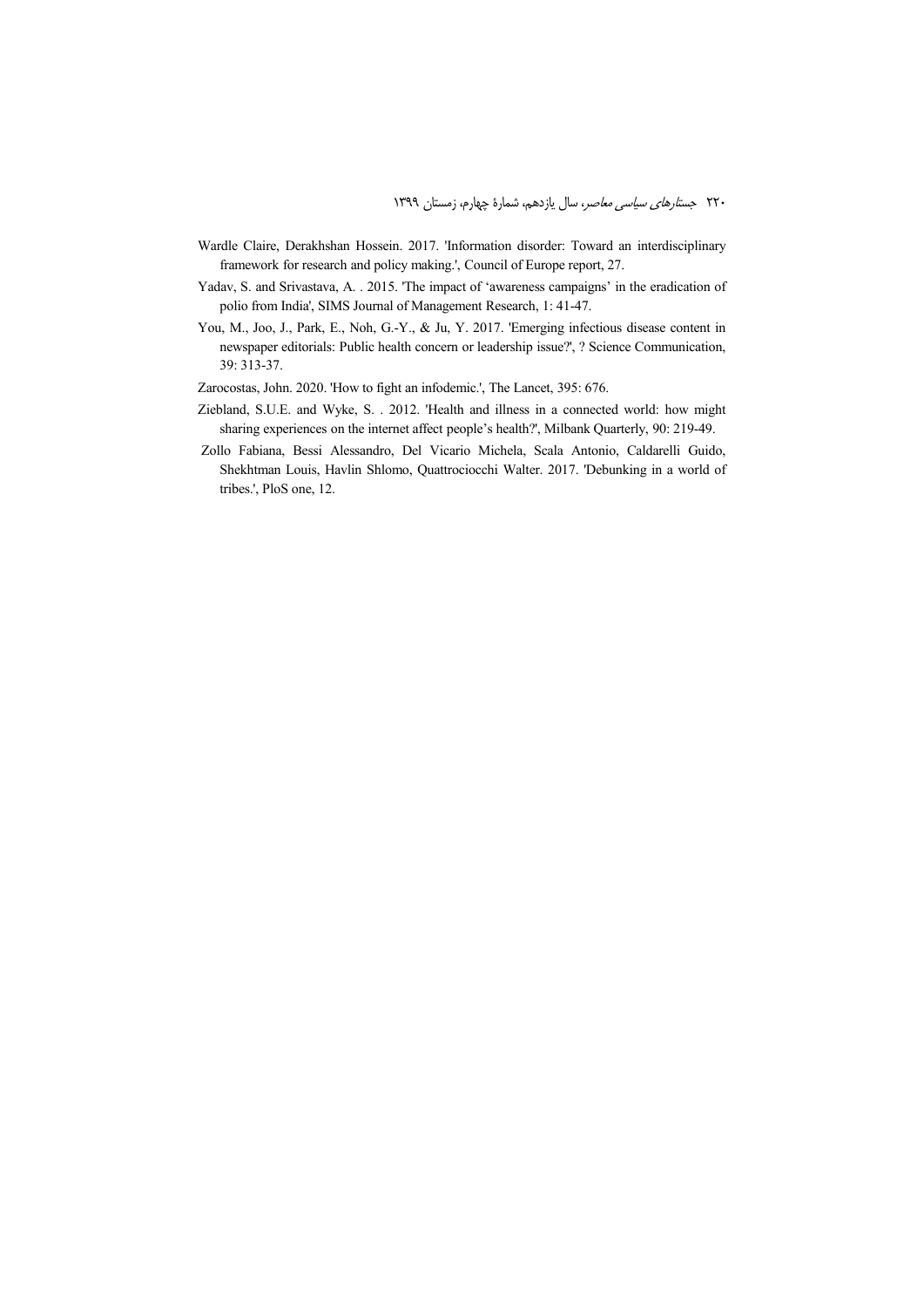Wardle Claire, Derakhshan Hossein. 2017. 'Information disorder: Toward an interdisciplinary framework for research and policy making.', Council of Europe report, 27.

Yadav, S. and Srivastava, A. . 2015. 'The impact of 'awareness campaigns' in the eradication of polio from India', SIMS Journal of Management Research, 1: 41-47.

You, M., Joo, J., Park, E., Noh, G.-Y., & Ju, Y. 2017. 'Emerging infectious disease content in newspaper editorials: Public health concern or leadership issue?', ? Science Communication, 39: 313-37.

Zarocostas, John. 2020. 'How to fight an infodemic.', The Lancet, 395: 676.

Ziebland, S.U.E. and Wyke, S. . 2012. 'Health and illness in a connected world: how might sharing experiences on the internet affect people's health?', Milbank Quarterly, 90: 219-49.

Zollo Fabiana, Bessi Alessandro, Del Vicario Michela, Scala Antonio, Caldarelli Guido, Shekhtman Louis, Havlin Shlomo, Quattrociocchi Walter. 2017. 'Debunking in a world of tribes.', PloS one, 12.